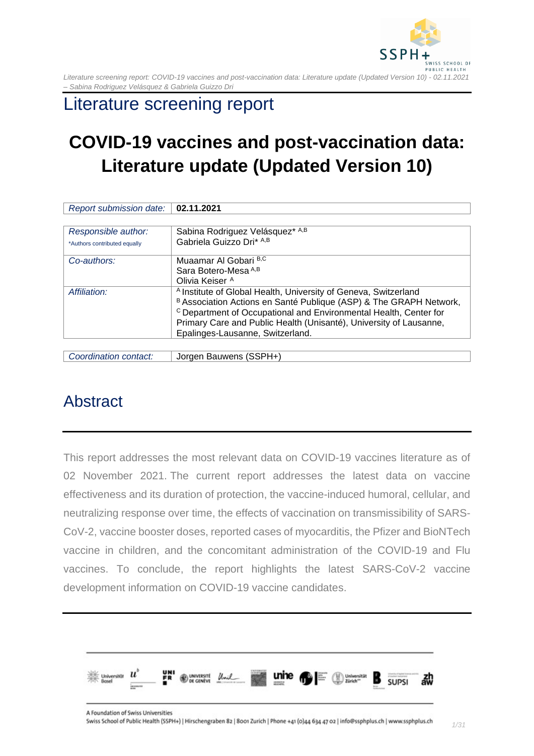# Literature screening report

## COVID-19 vaccines and post-vaccination data: Literature update (Updated Version 10)

| *Report submission date:* | **02.11.2021** |
|---|---|

| | |
|---|---|
| *Responsible author:* *Authors contributed equally | Sabina Rodriguez Velásquez* [A,B] Gabriela Guizzo Dri* [A,B] |
| *Co-authors:* | Muaamar Al Gobari [B,C] Sara Botero-Mesa [A,B] Olivia Keiser [A] |
| *Affiliation:* | [A] Institute of Global Health, University of Geneva, Switzerland [B] Association Actions en Santé Publique (ASP) & The GRAPH Network, [C] Department of Occupational and Environmental Health, Center for Primary Care and Public Health (Unisanté), University of Lausanne, Epalinges-Lausanne, Switzerland. |

| *Coordination contact:* | Jorgen Bauwens (SSPH+) |
|---|---|

## Abstract

This report addresses the most relevant data on COVID-19 vaccines literature as of 02 November 2021. The current report addresses the latest data on vaccine effectiveness and its duration of protection, the vaccine-induced humoral, cellular, and neutralizing response over time, the effects of vaccination on transmissibility of SARS-CoV-2, vaccine booster doses, reported cases of myocarditis, the Pfizer and BioNTech vaccine in children, and the concomitant administration of the COVID-19 and Flu vaccines. To conclude, the report highlights the latest SARS-CoV-2 vaccine development information on COVID-19 vaccine candidates.

A Foundation of Swiss Universities
Swiss School of Public Health (SSPH+) | Hirschengraben 82 | 8001 Zurich | Phone +41 (0)44 634 47 02 | info@ssphplus.ch | www.ssphplus.ch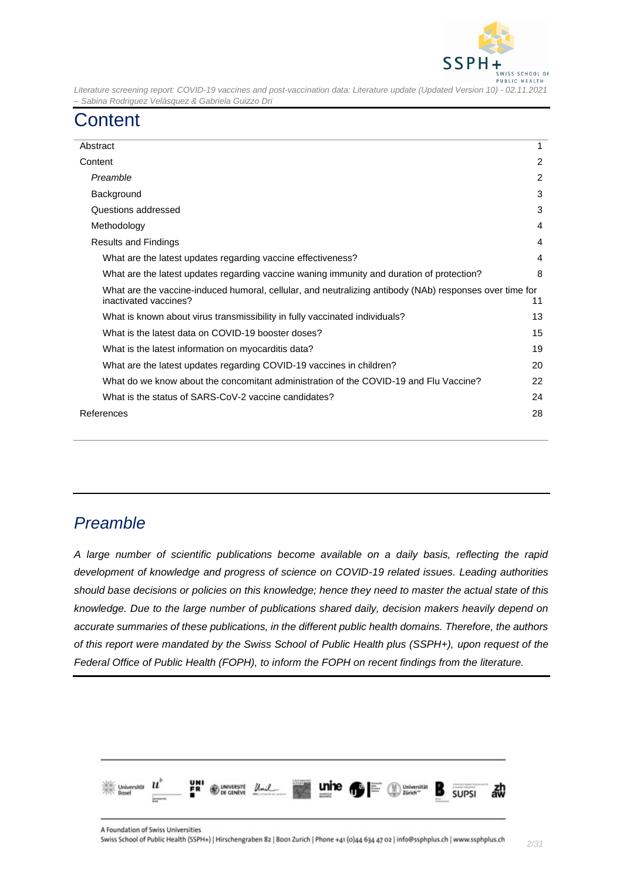# Content

| | |
|---|---|
| Abstract | 1 |
| Content | 2 |
| *Preamble* | 2 |
| Background | 3 |
| Questions addressed | 3 |
| Methodology | 4 |
| Results and Findings | 4 |
| What are the latest updates regarding vaccine effectiveness? | 4 |
| What are the latest updates regarding vaccine waning immunity and duration of protection? | 8 |
| What are the vaccine-induced humoral, cellular, and neutralizing antibody (NAb) responses over time for inactivated vaccines? | 11 |
| What is known about virus transmissibility in fully vaccinated individuals? | 13 |
| What is the latest data on COVID-19 booster doses? | 15 |
| What is the latest information on myocarditis data? | 19 |
| What are the latest updates regarding COVID-19 vaccines in children? | 20 |
| What do we know about the concomitant administration of the COVID-19 and Flu Vaccine? | 22 |
| What is the status of SARS-CoV-2 vaccine candidates? | 24 |
| References | 28 |

## *Preamble*

*A large number of scientific publications become available on a daily basis, reflecting the rapid development of knowledge and progress of science on COVID-19 related issues. Leading authorities should base decisions or policies on this knowledge; hence they need to master the actual state of this knowledge. Due to the large number of publications shared daily, decision makers heavily depend on accurate summaries of these publications, in the different public health domains. Therefore, the authors of this report were mandated by the Swiss School of Public Health plus (SSPH+), upon request of the Federal Office of Public Health (FOPH), to inform the FOPH on recent findings from the literature.*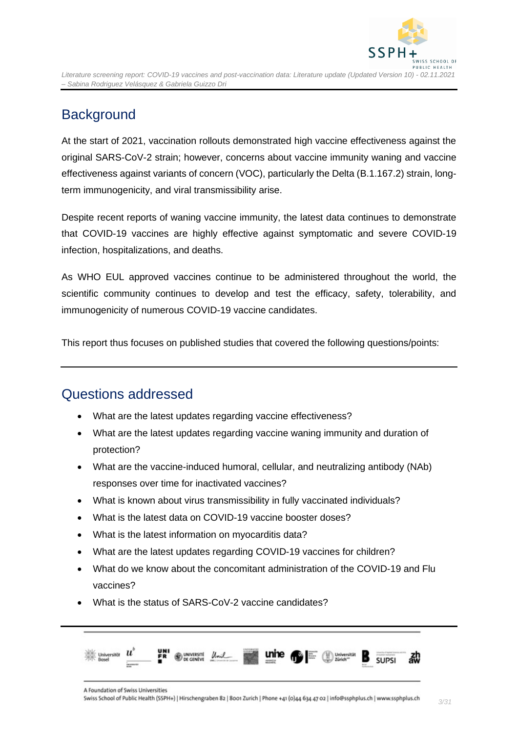## Background

At the start of 2021, vaccination rollouts demonstrated high vaccine effectiveness against the original SARS-CoV-2 strain; however, concerns about vaccine immunity waning and vaccine effectiveness against variants of concern (VOC), particularly the Delta (B.1.167.2) strain, long-term immunogenicity, and viral transmissibility arise.

Despite recent reports of waning vaccine immunity, the latest data continues to demonstrate that COVID-19 vaccines are highly effective against symptomatic and severe COVID-19 infection, hospitalizations, and deaths.

As WHO EUL approved vaccines continue to be administered throughout the world, the scientific community continues to develop and test the efficacy, safety, tolerability, and immunogenicity of numerous COVID-19 vaccine candidates.

This report thus focuses on published studies that covered the following questions/points:

## Questions addressed

- What are the latest updates regarding vaccine effectiveness?
- What are the latest updates regarding vaccine waning immunity and duration of protection?
- What are the vaccine-induced humoral, cellular, and neutralizing antibody (NAb) responses over time for inactivated vaccines?
- What is known about virus transmissibility in fully vaccinated individuals?
- What is the latest data on COVID-19 vaccine booster doses?
- What is the latest information on myocarditis data?
- What are the latest updates regarding COVID-19 vaccines for children?
- What do we know about the concomitant administration of the COVID-19 and Flu vaccines?
- What is the status of SARS-CoV-2 vaccine candidates?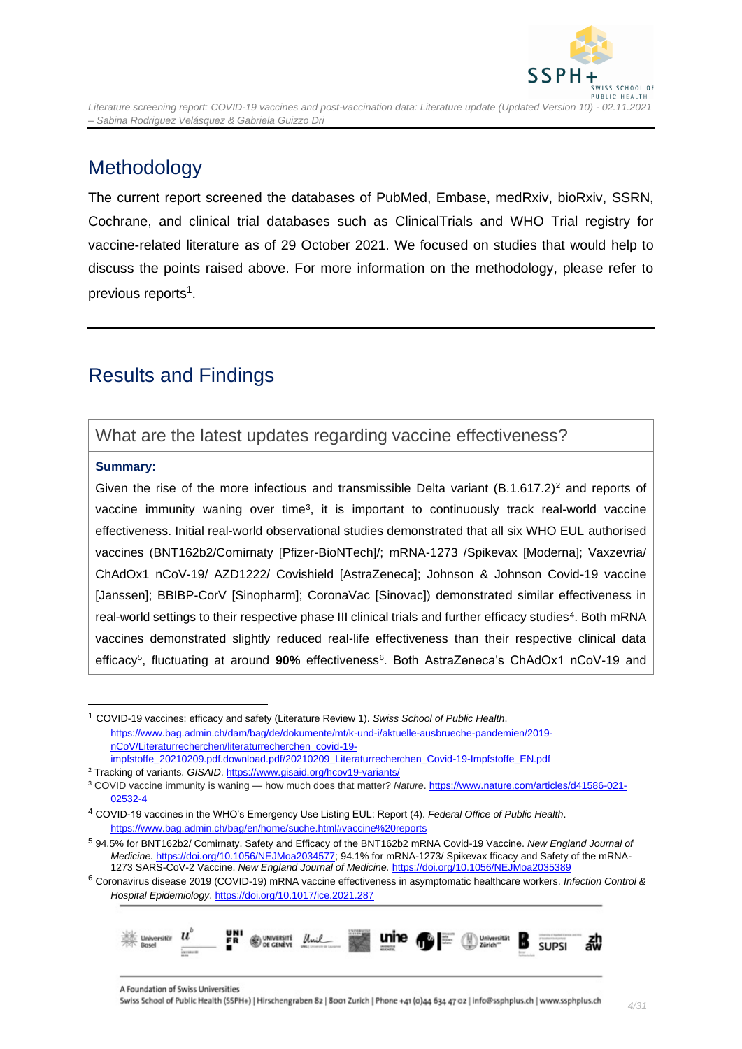# Methodology

The current report screened the databases of PubMed, Embase, medRxiv, bioRxiv, SSRN, Cochrane, and clinical trial databases such as ClinicalTrials and WHO Trial registry for vaccine-related literature as of 29 October 2021. We focused on studies that would help to discuss the points raised above. For more information on the methodology, please refer to previous reports[1].

# Results and Findings

## What are the latest updates regarding vaccine effectiveness?

**Summary:**

Given the rise of the more infectious and transmissible Delta variant (B.1.617.2)[2] and reports of vaccine immunity waning over time[3], it is important to continuously track real-world vaccine effectiveness. Initial real-world observational studies demonstrated that all six WHO EUL authorised vaccines (BNT162b2/Comirnaty [Pfizer-BioNTech]/; mRNA-1273 /Spikevax [Moderna]; Vaxzevria/ ChAdOx1 nCoV-19/ AZD1222/ Covishield [AstraZeneca]; Johnson & Johnson Covid-19 vaccine [Janssen]; BBIBP-CorV [Sinopharm]; CoronaVac [Sinovac]) demonstrated similar effectiveness in real-world settings to their respective phase III clinical trials and further efficacy studies[4]. Both mRNA vaccines demonstrated slightly reduced real-life effectiveness than their respective clinical data efficacy[5], fluctuating at around **90%** effectiveness[6]. Both AstraZeneca's ChAdOx1 nCoV-19 and

---

[1] COVID-19 vaccines: efficacy and safety (Literature Review 1). *Swiss School of Public Health*. https://www.bag.admin.ch/dam/bag/de/dokumente/mt/k-und-i/aktuelle-ausbrueche-pandemien/2019-nCoV/Literaturrecherchen/literaturrecherchen_covid-19-impfstoffe_20210209.pdf.download.pdf/20210209_Literaturrecherchen_Covid-19-Impfstoffe_EN.pdf

[2] Tracking of variants. *GISAID*. https://www.gisaid.org/hcov19-variants/

[3] COVID vaccine immunity is waning — how much does that matter? *Nature*. https://www.nature.com/articles/d41586-021-02532-4

[4] COVID-19 vaccines in the WHO's Emergency Use Listing EUL: Report (4). *Federal Office of Public Health*. https://www.bag.admin.ch/bag/en/home/suche.html#vaccine%20reports

[5] 94.5% for BNT162b2/ Comirnaty. Safety and Efficacy of the BNT162b2 mRNA Covid-19 Vaccine. *New England Journal of Medicine.* https://doi.org/10.1056/NEJMoa2034577; 94.1% for mRNA-1273/ Spikevax fficacy and Safety of the mRNA-1273 SARS-CoV-2 Vaccine. *New England Journal of Medicine.* https://doi.org/10.1056/NEJMoa2035389

[6] Coronavirus disease 2019 (COVID-19) mRNA vaccine effectiveness in asymptomatic healthcare workers. *Infection Control & Hospital Epidemiology*. https://doi.org/10.1017/ice.2021.287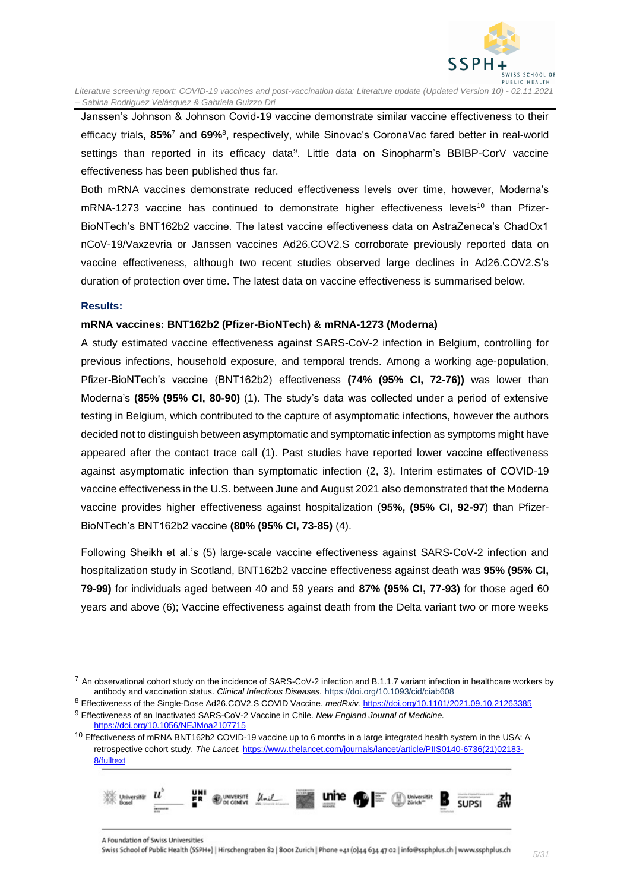Janssen's Johnson & Johnson Covid-19 vaccine demonstrate similar vaccine effectiveness to their efficacy trials, **85%**[7] and **69%**[8], respectively, while Sinovac's CoronaVac fared better in real-world settings than reported in its efficacy data[9]. Little data on Sinopharm's BBIBP-CorV vaccine effectiveness has been published thus far.

Both mRNA vaccines demonstrate reduced effectiveness levels over time, however, Moderna's mRNA-1273 vaccine has continued to demonstrate higher effectiveness levels[10] than Pfizer-BioNTech's BNT162b2 vaccine. The latest vaccine effectiveness data on AstraZeneca's ChadOx1 nCoV-19/Vaxzevria or Janssen vaccines Ad26.COV2.S corroborate previously reported data on vaccine effectiveness, although two recent studies observed large declines in Ad26.COV2.S's duration of protection over time. The latest data on vaccine effectiveness is summarised below.

**Results:**

**mRNA vaccines: BNT162b2 (Pfizer-BioNTech) & mRNA-1273 (Moderna)**

A study estimated vaccine effectiveness against SARS-CoV-2 infection in Belgium, controlling for previous infections, household exposure, and temporal trends. Among a working age-population, Pfizer-BioNTech's vaccine (BNT162b2) effectiveness **(74% (95% CI, 72-76))** was lower than Moderna's **(85% (95% CI, 80-90)** (1). The study's data was collected under a period of extensive testing in Belgium, which contributed to the capture of asymptomatic infections, however the authors decided not to distinguish between asymptomatic and symptomatic infection as symptoms might have appeared after the contact trace call (1). Past studies have reported lower vaccine effectiveness against asymptomatic infection than symptomatic infection (2, 3). Interim estimates of COVID-19 vaccine effectiveness in the U.S. between June and August 2021 also demonstrated that the Moderna vaccine provides higher effectiveness against hospitalization (**95%, (95% CI, 92-97**) than Pfizer-BioNTech's BNT162b2 vaccine **(80% (95% CI, 73-85)** (4).

Following Sheikh et al.'s (5) large-scale vaccine effectiveness against SARS-CoV-2 infection and hospitalization study in Scotland, BNT162b2 vaccine effectiveness against death was **95% (95% CI, 79-99)** for individuals aged between 40 and 59 years and **87% (95% CI, 77-93)** for those aged 60 years and above (6); Vaccine effectiveness against death from the Delta variant two or more weeks

---

[7] An observational cohort study on the incidence of SARS-CoV-2 infection and B.1.1.7 variant infection in healthcare workers by antibody and vaccination status. *Clinical Infectious Diseases.* https://doi.org/10.1093/cid/ciab608

[8] Effectiveness of the Single-Dose Ad26.COV2.S COVID Vaccine. *medRxiv.* https://doi.org/10.1101/2021.09.10.21263385

[9] Effectiveness of an Inactivated SARS-CoV-2 Vaccine in Chile. *New England Journal of Medicine.* https://doi.org/10.1056/NEJMoa2107715

[10] Effectiveness of mRNA BNT162b2 COVID-19 vaccine up to 6 months in a large integrated health system in the USA: A retrospective cohort study. *The Lancet.* https://www.thelancet.com/journals/lancet/article/PIIS0140-6736(21)02183-8/fulltext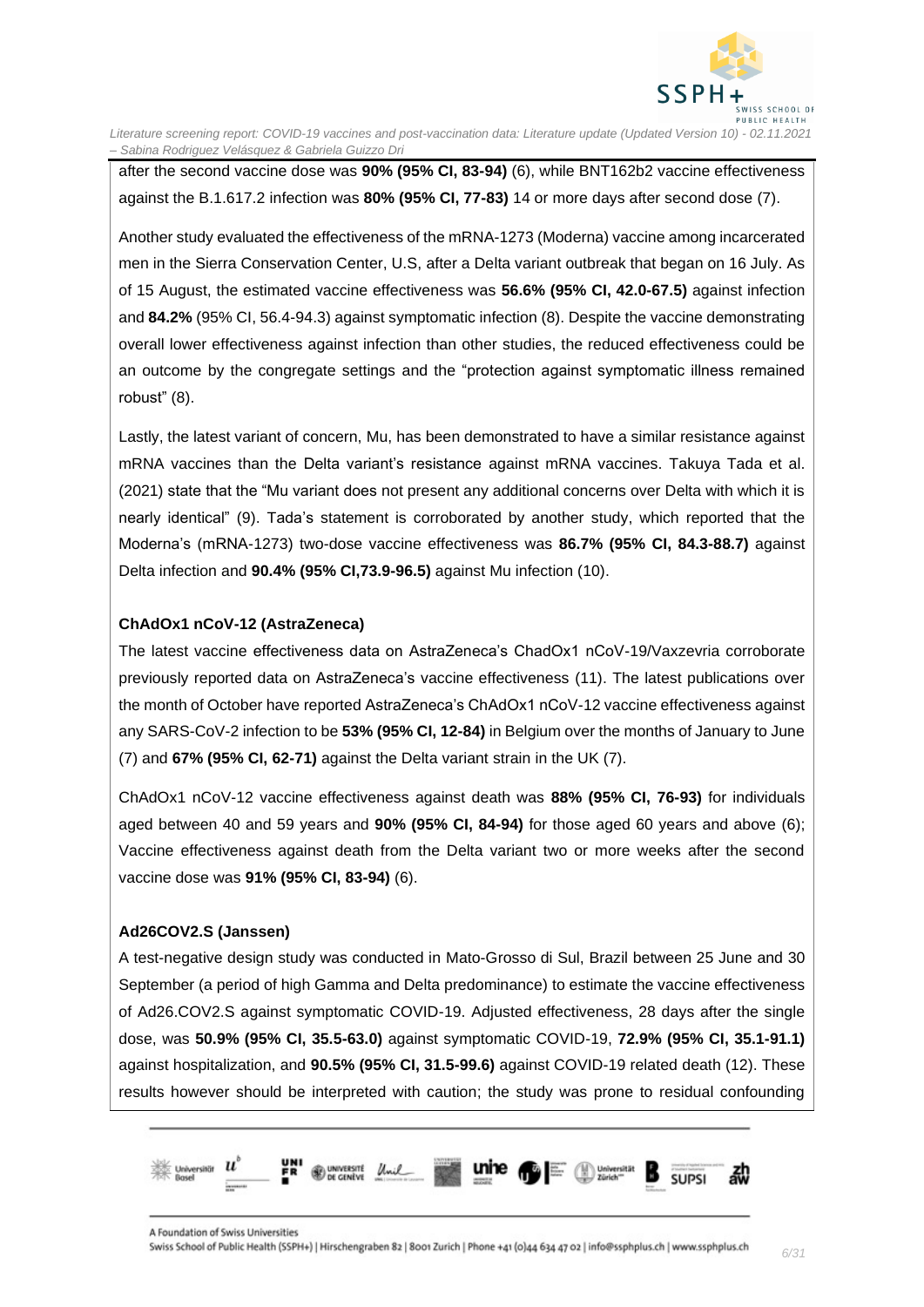after the second vaccine dose was **90% (95% CI, 83-94)** (6), while BNT162b2 vaccine effectiveness against the B.1.617.2 infection was **80% (95% CI, 77-83)** 14 or more days after second dose (7).

Another study evaluated the effectiveness of the mRNA-1273 (Moderna) vaccine among incarcerated men in the Sierra Conservation Center, U.S, after a Delta variant outbreak that began on 16 July. As of 15 August, the estimated vaccine effectiveness was **56.6% (95% CI, 42.0-67.5)** against infection and **84.2%** (95% CI, 56.4-94.3) against symptomatic infection (8). Despite the vaccine demonstrating overall lower effectiveness against infection than other studies, the reduced effectiveness could be an outcome by the congregate settings and the "protection against symptomatic illness remained robust" (8).

Lastly, the latest variant of concern, Mu, has been demonstrated to have a similar resistance against mRNA vaccines than the Delta variant's resistance against mRNA vaccines. Takuya Tada et al. (2021) state that the "Mu variant does not present any additional concerns over Delta with which it is nearly identical" (9). Tada's statement is corroborated by another study, which reported that the Moderna's (mRNA-1273) two-dose vaccine effectiveness was **86.7% (95% CI, 84.3-88.7)** against Delta infection and **90.4% (95% CI,73.9-96.5)** against Mu infection (10).

**ChAdOx1 nCoV-12 (AstraZeneca)**

The latest vaccine effectiveness data on AstraZeneca's ChadOx1 nCoV-19/Vaxzevria corroborate previously reported data on AstraZeneca's vaccine effectiveness (11). The latest publications over the month of October have reported AstraZeneca's ChAdOx1 nCoV-12 vaccine effectiveness against any SARS-CoV-2 infection to be **53% (95% CI, 12-84)** in Belgium over the months of January to June (7) and **67% (95% CI, 62-71)** against the Delta variant strain in the UK (7).

ChAdOx1 nCoV-12 vaccine effectiveness against death was **88% (95% CI, 76-93)** for individuals aged between 40 and 59 years and **90% (95% CI, 84-94)** for those aged 60 years and above (6); Vaccine effectiveness against death from the Delta variant two or more weeks after the second vaccine dose was **91% (95% CI, 83-94)** (6).

**Ad26COV2.S (Janssen)**

A test-negative design study was conducted in Mato-Grosso di Sul, Brazil between 25 June and 30 September (a period of high Gamma and Delta predominance) to estimate the vaccine effectiveness of Ad26.COV2.S against symptomatic COVID-19. Adjusted effectiveness, 28 days after the single dose, was **50.9% (95% CI, 35.5-63.0)** against symptomatic COVID-19, **72.9% (95% CI, 35.1-91.1)** against hospitalization, and **90.5% (95% CI, 31.5-99.6)** against COVID-19 related death (12). These results however should be interpreted with caution; the study was prone to residual confounding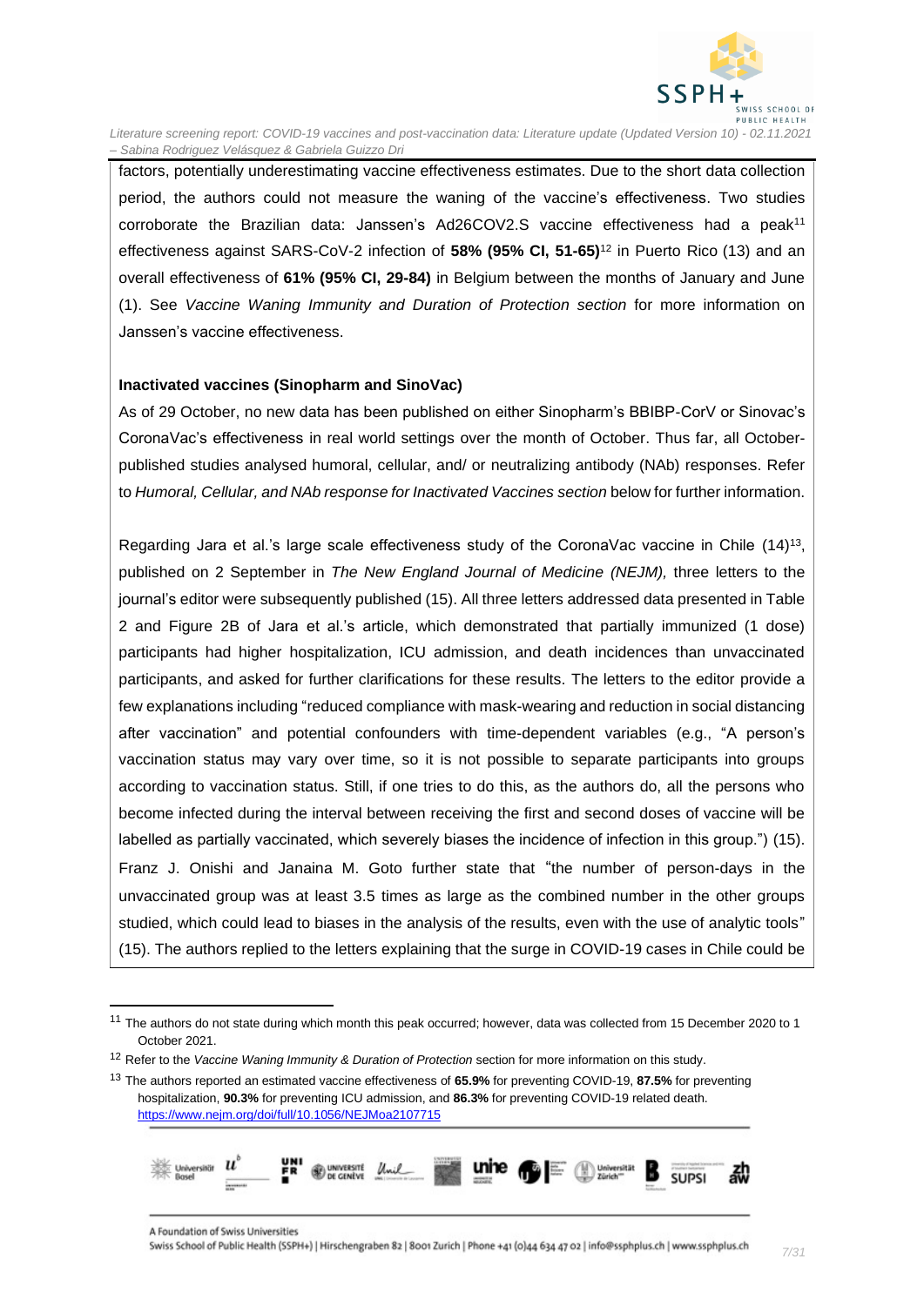factors, potentially underestimating vaccine effectiveness estimates. Due to the short data collection period, the authors could not measure the waning of the vaccine's effectiveness. Two studies corroborate the Brazilian data: Janssen's Ad26COV2.S vaccine effectiveness had a peak[11] effectiveness against SARS-CoV-2 infection of **58% (95% CI, 51-65)**[12] in Puerto Rico (13) and an overall effectiveness of **61% (95% CI, 29-84)** in Belgium between the months of January and June (1). See *Vaccine Waning Immunity and Duration of Protection section* for more information on Janssen's vaccine effectiveness.

**Inactivated vaccines (Sinopharm and SinoVac)**

As of 29 October, no new data has been published on either Sinopharm's BBIBP-CorV or Sinovac's CoronaVac's effectiveness in real world settings over the month of October. Thus far, all October-published studies analysed humoral, cellular, and/ or neutralizing antibody (NAb) responses. Refer to *Humoral, Cellular, and NAb response for Inactivated Vaccines section* below for further information.

Regarding Jara et al.'s large scale effectiveness study of the CoronaVac vaccine in Chile (14)[13], published on 2 September in *The New England Journal of Medicine (NEJM),* three letters to the journal's editor were subsequently published (15). All three letters addressed data presented in Table 2 and Figure 2B of Jara et al.'s article, which demonstrated that partially immunized (1 dose) participants had higher hospitalization, ICU admission, and death incidences than unvaccinated participants, and asked for further clarifications for these results. The letters to the editor provide a few explanations including "reduced compliance with mask-wearing and reduction in social distancing after vaccination" and potential confounders with time-dependent variables (e.g., "A person's vaccination status may vary over time, so it is not possible to separate participants into groups according to vaccination status. Still, if one tries to do this, as the authors do, all the persons who become infected during the interval between receiving the first and second doses of vaccine will be labelled as partially vaccinated, which severely biases the incidence of infection in this group.") (15). Franz J. Onishi and Janaina M. Goto further state that "the number of person-days in the unvaccinated group was at least 3.5 times as large as the combined number in the other groups studied, which could lead to biases in the analysis of the results, even with the use of analytic tools" (15). The authors replied to the letters explaining that the surge in COVID-19 cases in Chile could be

---

[11] The authors do not state during which month this peak occurred; however, data was collected from 15 December 2020 to 1 October 2021.

[12] Refer to the *Vaccine Waning Immunity & Duration of Protection* section for more information on this study.

[13] The authors reported an estimated vaccine effectiveness of **65.9%** for preventing COVID-19, **87.5%** for preventing hospitalization, **90.3%** for preventing ICU admission, and **86.3%** for preventing COVID-19 related death. https://www.nejm.org/doi/full/10.1056/NEJMoa2107715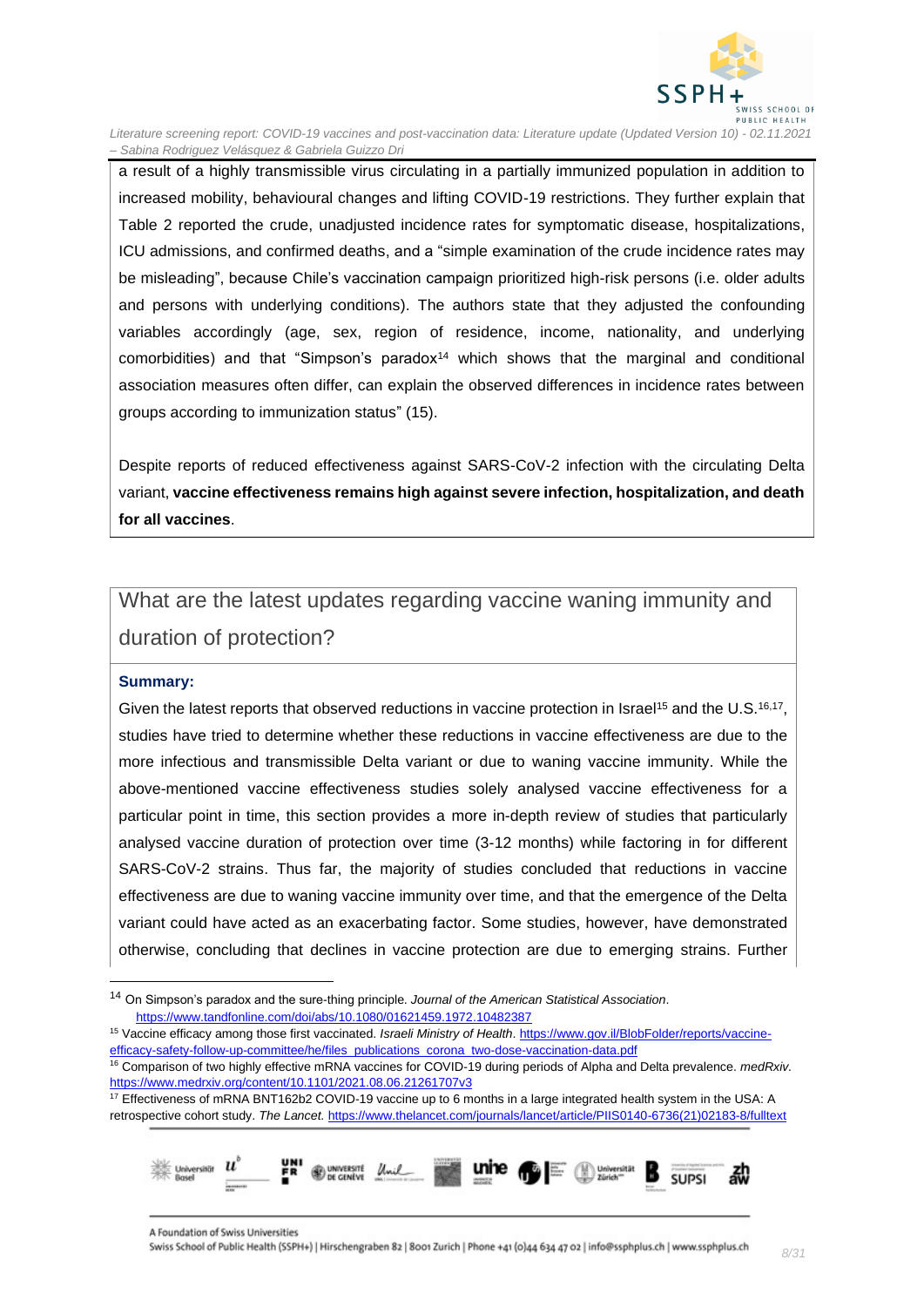a result of a highly transmissible virus circulating in a partially immunized population in addition to increased mobility, behavioural changes and lifting COVID-19 restrictions. They further explain that Table 2 reported the crude, unadjusted incidence rates for symptomatic disease, hospitalizations, ICU admissions, and confirmed deaths, and a "simple examination of the crude incidence rates may be misleading", because Chile's vaccination campaign prioritized high-risk persons (i.e. older adults and persons with underlying conditions). The authors state that they adjusted the confounding variables accordingly (age, sex, region of residence, income, nationality, and underlying comorbidities) and that "Simpson's paradox[14] which shows that the marginal and conditional association measures often differ, can explain the observed differences in incidence rates between groups according to immunization status" (15).

Despite reports of reduced effectiveness against SARS-CoV-2 infection with the circulating Delta variant, **vaccine effectiveness remains high against severe infection, hospitalization, and death for all vaccines**.

## What are the latest updates regarding vaccine waning immunity and duration of protection?

**Summary:**

Given the latest reports that observed reductions in vaccine protection in Israel[15] and the U.S.[16,17], studies have tried to determine whether these reductions in vaccine effectiveness are due to the more infectious and transmissible Delta variant or due to waning vaccine immunity. While the above-mentioned vaccine effectiveness studies solely analysed vaccine effectiveness for a particular point in time, this section provides a more in-depth review of studies that particularly analysed vaccine duration of protection over time (3-12 months) while factoring in for different SARS-CoV-2 strains. Thus far, the majority of studies concluded that reductions in vaccine effectiveness are due to waning vaccine immunity over time, and that the emergence of the Delta variant could have acted as an exacerbating factor. Some studies, however, have demonstrated otherwise, concluding that declines in vaccine protection are due to emerging strains. Further

---

[14] On Simpson's paradox and the sure-thing principle. *Journal of the American Statistical Association*. https://www.tandfonline.com/doi/abs/10.1080/01621459.1972.10482387

[15] Vaccine efficacy among those first vaccinated. *Israeli Ministry of Health*. https://www.gov.il/BlobFolder/reports/vaccine-efficacy-safety-follow-up-committee/he/files_publications_corona_two-dose-vaccination-data.pdf

[16] Comparison of two highly effective mRNA vaccines for COVID-19 during periods of Alpha and Delta prevalence. *medRxiv*. https://www.medrxiv.org/content/10.1101/2021.08.06.21261707v3

[17] Effectiveness of mRNA BNT162b2 COVID-19 vaccine up to 6 months in a large integrated health system in the USA: A retrospective cohort study. *The Lancet*. https://www.thelancet.com/journals/lancet/article/PIIS0140-6736(21)02183-8/fulltext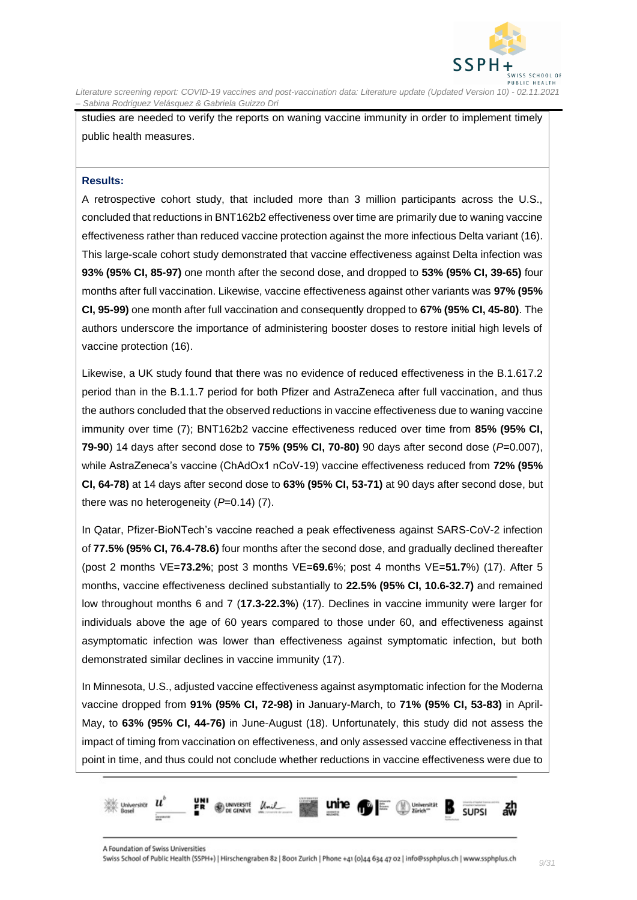studies are needed to verify the reports on waning vaccine immunity in order to implement timely public health measures.

**Results:**

A retrospective cohort study, that included more than 3 million participants across the U.S., concluded that reductions in BNT162b2 effectiveness over time are primarily due to waning vaccine effectiveness rather than reduced vaccine protection against the more infectious Delta variant (16). This large-scale cohort study demonstrated that vaccine effectiveness against Delta infection was **93% (95% CI, 85-97)** one month after the second dose, and dropped to **53% (95% CI, 39-65)** four months after full vaccination. Likewise, vaccine effectiveness against other variants was **97% (95% CI, 95-99)** one month after full vaccination and consequently dropped to **67% (95% CI, 45-80)**. The authors underscore the importance of administering booster doses to restore initial high levels of vaccine protection (16).

Likewise, a UK study found that there was no evidence of reduced effectiveness in the B.1.617.2 period than in the B.1.1.7 period for both Pfizer and AstraZeneca after full vaccination, and thus the authors concluded that the observed reductions in vaccine effectiveness due to waning vaccine immunity over time (7); BNT162b2 vaccine effectiveness reduced over time from **85% (95% CI, 79-90**) 14 days after second dose to **75% (95% CI, 70-80)** 90 days after second dose (*P*=0.007), while AstraZeneca's vaccine (ChAdOx1 nCoV-19) vaccine effectiveness reduced from **72% (95% CI, 64-78)** at 14 days after second dose to **63% (95% CI, 53-71)** at 90 days after second dose, but there was no heterogeneity (*P*=0.14) (7).

In Qatar, Pfizer-BioNTech's vaccine reached a peak effectiveness against SARS-CoV-2 infection of **77.5% (95% CI, 76.4-78.6)** four months after the second dose, and gradually declined thereafter (post 2 months VE=**73.2%**; post 3 months VE=**69.6**%; post 4 months VE=**51.7**%) (17). After 5 months, vaccine effectiveness declined substantially to **22.5% (95% CI, 10.6-32.7)** and remained low throughout months 6 and 7 (**17.3-22.3%**) (17). Declines in vaccine immunity were larger for individuals above the age of 60 years compared to those under 60, and effectiveness against asymptomatic infection was lower than effectiveness against symptomatic infection, but both demonstrated similar declines in vaccine immunity (17).

In Minnesota, U.S., adjusted vaccine effectiveness against asymptomatic infection for the Moderna vaccine dropped from **91% (95% CI, 72-98)** in January-March, to **71% (95% CI, 53-83)** in April-May, to **63% (95% CI, 44-76)** in June-August (18). Unfortunately, this study did not assess the impact of timing from vaccination on effectiveness, and only assessed vaccine effectiveness in that point in time, and thus could not conclude whether reductions in vaccine effectiveness were due to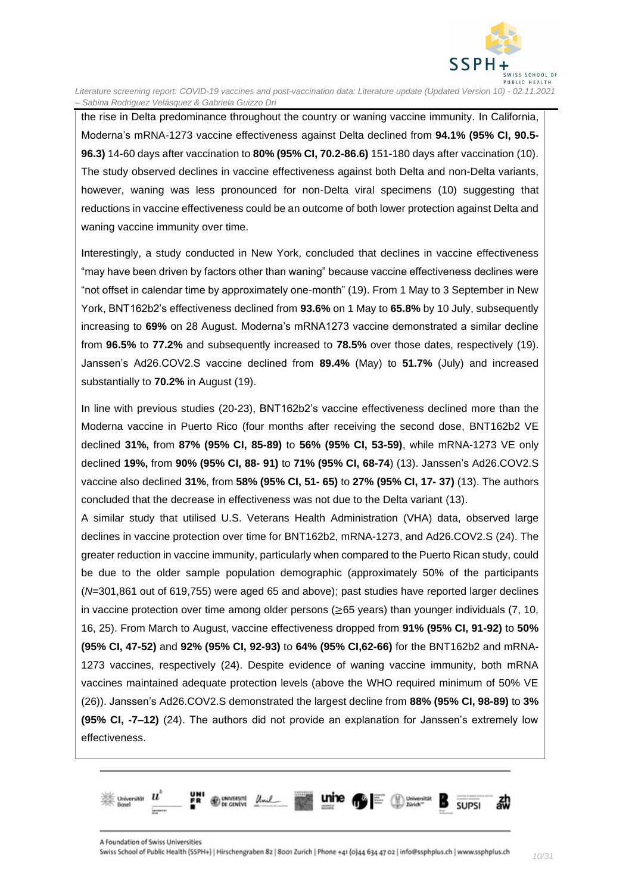the rise in Delta predominance throughout the country or waning vaccine immunity. In California, Moderna's mRNA-1273 vaccine effectiveness against Delta declined from **94.1% (95% CI, 90.5-96.3)** 14-60 days after vaccination to **80% (95% CI, 70.2-86.6)** 151-180 days after vaccination (10). The study observed declines in vaccine effectiveness against both Delta and non-Delta variants, however, waning was less pronounced for non-Delta viral specimens (10) suggesting that reductions in vaccine effectiveness could be an outcome of both lower protection against Delta and waning vaccine immunity over time.

Interestingly, a study conducted in New York, concluded that declines in vaccine effectiveness "may have been driven by factors other than waning" because vaccine effectiveness declines were "not offset in calendar time by approximately one-month" (19). From 1 May to 3 September in New York, BNT162b2's effectiveness declined from **93.6%** on 1 May to **65.8%** by 10 July, subsequently increasing to **69%** on 28 August. Moderna's mRNA1273 vaccine demonstrated a similar decline from **96.5%** to **77.2%** and subsequently increased to **78.5%** over those dates, respectively (19). Janssen's Ad26.COV2.S vaccine declined from **89.4%** (May) to **51.7%** (July) and increased substantially to **70.2%** in August (19).

In line with previous studies (20-23), BNT162b2's vaccine effectiveness declined more than the Moderna vaccine in Puerto Rico (four months after receiving the second dose, BNT162b2 VE declined **31%,** from **87% (95% CI, 85-89)** to **56% (95% CI, 53-59)**, while mRNA-1273 VE only declined **19%,** from **90% (95% CI, 88- 91)** to **71% (95% CI, 68-74**) (13). Janssen's Ad26.COV2.S vaccine also declined **31%**, from **58% (95% CI, 51- 65)** to **27% (95% CI, 17- 37)** (13). The authors concluded that the decrease in effectiveness was not due to the Delta variant (13).

A similar study that utilised U.S. Veterans Health Administration (VHA) data, observed large declines in vaccine protection over time for BNT162b2, mRNA-1273, and Ad26.COV2.S (24). The greater reduction in vaccine immunity, particularly when compared to the Puerto Rican study, could be due to the older sample population demographic (approximately 50% of the participants (*N*=301,861 out of 619,755) were aged 65 and above); past studies have reported larger declines in vaccine protection over time among older persons (≥65 years) than younger individuals (7, 10, 16, 25). From March to August, vaccine effectiveness dropped from **91% (95% CI, 91-92)** to **50% (95% CI, 47-52)** and **92% (95% CI, 92-93)** to **64% (95% CI,62-66)** for the BNT162b2 and mRNA-1273 vaccines, respectively (24). Despite evidence of waning vaccine immunity, both mRNA vaccines maintained adequate protection levels (above the WHO required minimum of 50% VE (26)). Janssen's Ad26.COV2.S demonstrated the largest decline from **88% (95% CI, 98-89)** to **3% (95% CI, -7–12)** (24). The authors did not provide an explanation for Janssen's extremely low effectiveness.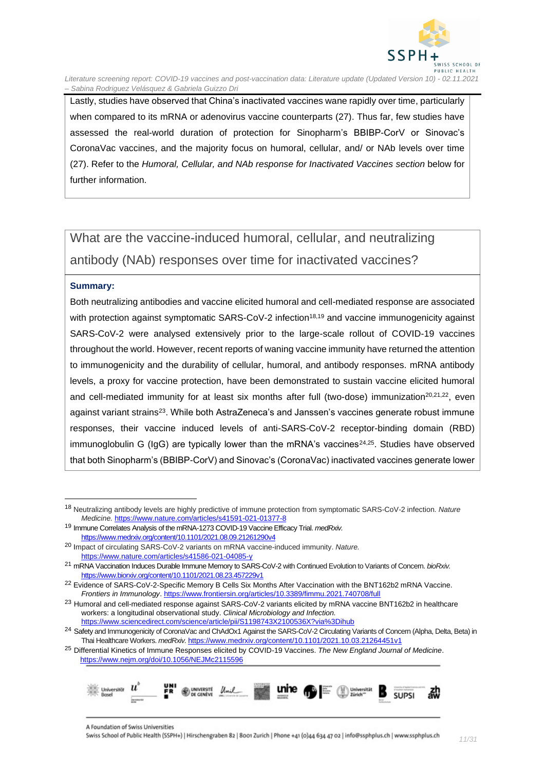Lastly, studies have observed that China's inactivated vaccines wane rapidly over time, particularly when compared to its mRNA or adenovirus vaccine counterparts (27). Thus far, few studies have assessed the real-world duration of protection for Sinopharm's BBIBP-CorV or Sinovac's CoronaVac vaccines, and the majority focus on humoral, cellular, and/ or NAb levels over time (27). Refer to the *Humoral, Cellular, and NAb response for Inactivated Vaccines section* below for further information.

## What are the vaccine-induced humoral, cellular, and neutralizing antibody (NAb) responses over time for inactivated vaccines?

**Summary:**

Both neutralizing antibodies and vaccine elicited humoral and cell-mediated response are associated with protection against symptomatic SARS-CoV-2 infection[18,19] and vaccine immunogenicity against SARS-CoV-2 were analysed extensively prior to the large-scale rollout of COVID-19 vaccines throughout the world. However, recent reports of waning vaccine immunity have returned the attention to immunogenicity and the durability of cellular, humoral, and antibody responses. mRNA antibody levels, a proxy for vaccine protection, have been demonstrated to sustain vaccine elicited humoral and cell-mediated immunity for at least six months after full (two-dose) immunization[20,21,22], even against variant strains[23]. While both AstraZeneca's and Janssen's vaccines generate robust immune responses, their vaccine induced levels of anti-SARS-CoV-2 receptor-binding domain (RBD) immunoglobulin G (IgG) are typically lower than the mRNA's vaccines[24,25]. Studies have observed that both Sinopharm's (BBIBP-CorV) and Sinovac's (CoronaVac) inactivated vaccines generate lower

---

[18] Neutralizing antibody levels are highly predictive of immune protection from symptomatic SARS-CoV-2 infection. *Nature Medicine.* https://www.nature.com/articles/s41591-021-01377-8

[19] Immune Correlates Analysis of the mRNA-1273 COVID-19 Vaccine Efficacy Trial. *medRxiv.* https://www.medrxiv.org/content/10.1101/2021.08.09.21261290v4

[20] Impact of circulating SARS-CoV-2 variants on mRNA vaccine-induced immunity. *Nature.* https://www.nature.com/articles/s41586-021-04085-y

[21] mRNA Vaccination Induces Durable Immune Memory to SARS-CoV-2 with Continued Evolution to Variants of Concern. *bioRxiv.* https://www.biorxiv.org/content/10.1101/2021.08.23.457229v1

[22] Evidence of SARS-CoV-2-Specific Memory B Cells Six Months After Vaccination with the BNT162b2 mRNA Vaccine. *Frontiers in Immunology*. https://www.frontiersin.org/articles/10.3389/fimmu.2021.740708/full

[23] Humoral and cell-mediated response against SARS-CoV-2 variants elicited by mRNA vaccine BNT162b2 in healthcare workers: a longitudinal observational study. *Clinical Microbiology and Infection.* https://www.sciencedirect.com/science/article/pii/S1198743X2100536X?via%3Dihub

[24] Safety and Immunogenicity of CoronaVac and ChAdOx1 Against the SARS-CoV-2 Circulating Variants of Concern (Alpha, Delta, Beta) in Thai Healthcare Workers. *medRxiv.* https://www.medrxiv.org/content/10.1101/2021.10.03.21264451v1

[25] Differential Kinetics of Immune Responses elicited by COVID-19 Vaccines. *The New England Journal of Medicine*. https://www.nejm.org/doi/10.1056/NEJMc2115596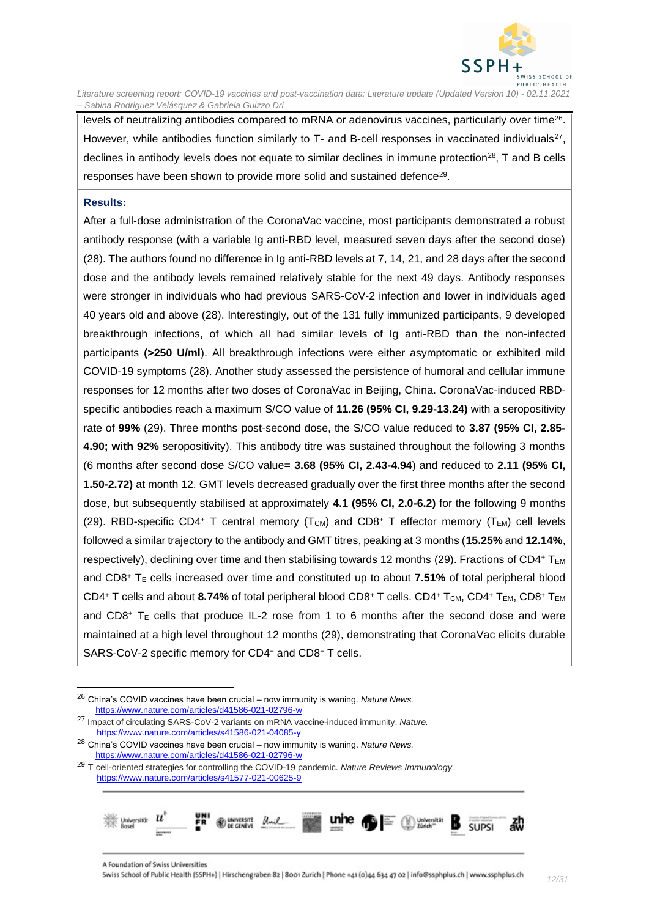levels of neutralizing antibodies compared to mRNA or adenovirus vaccines, particularly over time[26]. However, while antibodies function similarly to T- and B-cell responses in vaccinated individuals[27], declines in antibody levels does not equate to similar declines in immune protection[28], T and B cells responses have been shown to provide more solid and sustained defence[29].

**Results:**

After a full-dose administration of the CoronaVac vaccine, most participants demonstrated a robust antibody response (with a variable Ig anti-RBD level, measured seven days after the second dose) (28). The authors found no difference in Ig anti-RBD levels at 7, 14, 21, and 28 days after the second dose and the antibody levels remained relatively stable for the next 49 days. Antibody responses were stronger in individuals who had previous SARS-CoV-2 infection and lower in individuals aged 40 years old and above (28). Interestingly, out of the 131 fully immunized participants, 9 developed breakthrough infections, of which all had similar levels of Ig anti-RBD than the non-infected participants **(>250 U/ml**). All breakthrough infections were either asymptomatic or exhibited mild COVID-19 symptoms (28). Another study assessed the persistence of humoral and cellular immune responses for 12 months after two doses of CoronaVac in Beijing, China. CoronaVac-induced RBD-specific antibodies reach a maximum S/CO value of **11.26 (95% CI, 9.29-13.24)** with a seropositivity rate of **99%** (29). Three months post-second dose, the S/CO value reduced to **3.87 (95% CI, 2.85-4.90; with 92%** seropositivity). This antibody titre was sustained throughout the following 3 months (6 months after second dose S/CO value= **3.68 (95% CI, 2.43-4.94**) and reduced to **2.11 (95% CI, 1.50-2.72)** at month 12. GMT levels decreased gradually over the first three months after the second dose, but subsequently stabilised at approximately **4.1 (95% CI, 2.0-6.2)** for the following 9 months (29). RBD-specific CD4⁺ T central memory ($T_{CM}$) and CD8⁺ T effector memory ($T_{EM}$) cell levels followed a similar trajectory to the antibody and GMT titres, peaking at 3 months (**15.25%** and **12.14%**, respectively), declining over time and then stabilising towards 12 months (29). Fractions of CD4⁺ $T_{EM}$ and CD8⁺ $T_E$ cells increased over time and constituted up to about **7.51%** of total peripheral blood CD4⁺ T cells and about **8.74%** of total peripheral blood CD8⁺ T cells. CD4⁺ $T_{CM}$, CD4⁺ $T_{EM}$, CD8⁺ $T_{EM}$ and CD8⁺ $T_E$ cells that produce IL-2 rose from 1 to 6 months after the second dose and were maintained at a high level throughout 12 months (29), demonstrating that CoronaVac elicits durable SARS-CoV-2 specific memory for CD4⁺ and CD8⁺ T cells.

---

[26] China's COVID vaccines have been crucial – now immunity is waning. *Nature News.* https://www.nature.com/articles/d41586-021-02796-w

[27] Impact of circulating SARS-CoV-2 variants on mRNA vaccine-induced immunity. *Nature.* https://www.nature.com/articles/s41586-021-04085-y

[28] China's COVID vaccines have been crucial – now immunity is waning. *Nature News.* https://www.nature.com/articles/d41586-021-02796-w

[29] T cell-oriented strategies for controlling the COVID-19 pandemic. *Nature Reviews Immunology.* https://www.nature.com/articles/s41577-021-00625-9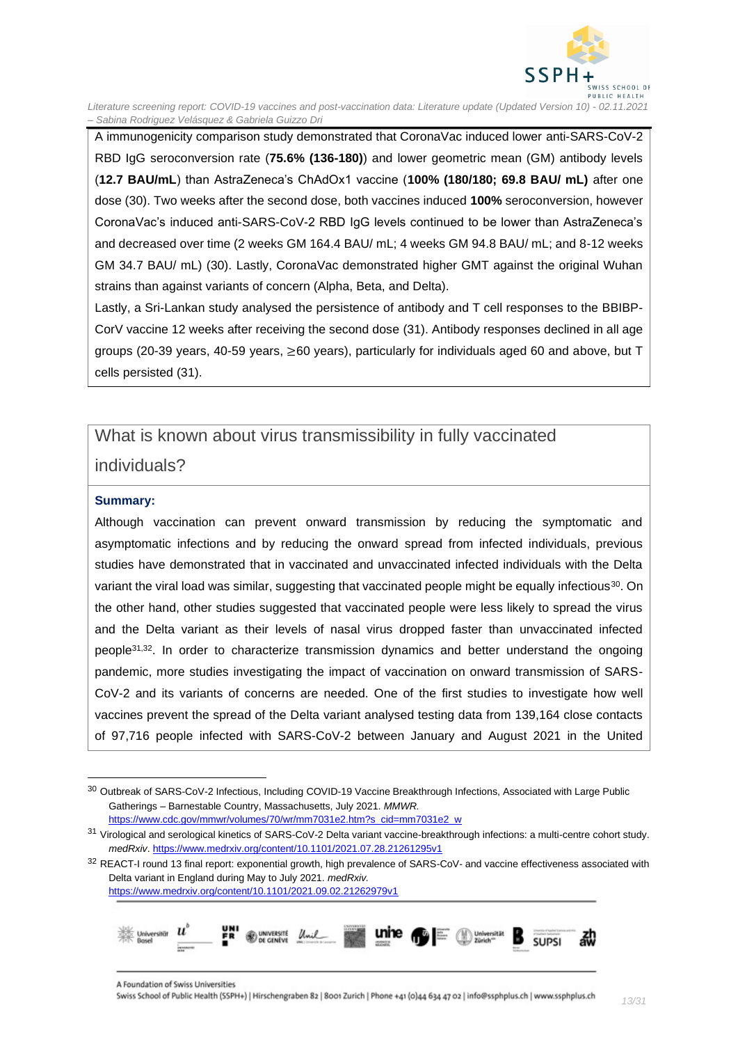A immunogenicity comparison study demonstrated that CoronaVac induced lower anti-SARS-CoV-2 RBD IgG seroconversion rate (**75.6% (136-180)**) and lower geometric mean (GM) antibody levels (**12.7 BAU/mL**) than AstraZeneca's ChAdOx1 vaccine (**100% (180/180; 69.8 BAU/ mL)** after one dose (30). Two weeks after the second dose, both vaccines induced **100%** seroconversion, however CoronaVac's induced anti-SARS-CoV-2 RBD IgG levels continued to be lower than AstraZeneca's and decreased over time (2 weeks GM 164.4 BAU/ mL; 4 weeks GM 94.8 BAU/ mL; and 8-12 weeks GM 34.7 BAU/ mL) (30). Lastly, CoronaVac demonstrated higher GMT against the original Wuhan strains than against variants of concern (Alpha, Beta, and Delta).

Lastly, a Sri-Lankan study analysed the persistence of antibody and T cell responses to the BBIBP-CorV vaccine 12 weeks after receiving the second dose (31). Antibody responses declined in all age groups (20-39 years, 40-59 years, ≥60 years), particularly for individuals aged 60 and above, but T cells persisted (31).

## What is known about virus transmissibility in fully vaccinated individuals?

### Summary:

Although vaccination can prevent onward transmission by reducing the symptomatic and asymptomatic infections and by reducing the onward spread from infected individuals, previous studies have demonstrated that in vaccinated and unvaccinated infected individuals with the Delta variant the viral load was similar, suggesting that vaccinated people might be equally infectious[30]. On the other hand, other studies suggested that vaccinated people were less likely to spread the virus and the Delta variant as their levels of nasal virus dropped faster than unvaccinated infected people[31,32]. In order to characterize transmission dynamics and better understand the ongoing pandemic, more studies investigating the impact of vaccination on onward transmission of SARS-CoV-2 and its variants of concerns are needed. One of the first studies to investigate how well vaccines prevent the spread of the Delta variant analysed testing data from 139,164 close contacts of 97,716 people infected with SARS-CoV-2 between January and August 2021 in the United

---

[30] Outbreak of SARS-CoV-2 Infectious, Including COVID-19 Vaccine Breakthrough Infections, Associated with Large Public Gatherings – Barnestable Country, Massachusetts, July 2021. *MMWR.* https://www.cdc.gov/mmwr/volumes/70/wr/mm7031e2.htm?s_cid=mm7031e2_w

[31] Virological and serological kinetics of SARS-CoV-2 Delta variant vaccine-breakthrough infections: a multi-centre cohort study. *medRxiv*. https://www.medrxiv.org/content/10.1101/2021.07.28.21261295v1

[32] REACT-I round 13 final report: exponential growth, high prevalence of SARS-CoV- and vaccine effectiveness associated with Delta variant in England during May to July 2021. *medRxiv.* https://www.medrxiv.org/content/10.1101/2021.09.02.21262979v1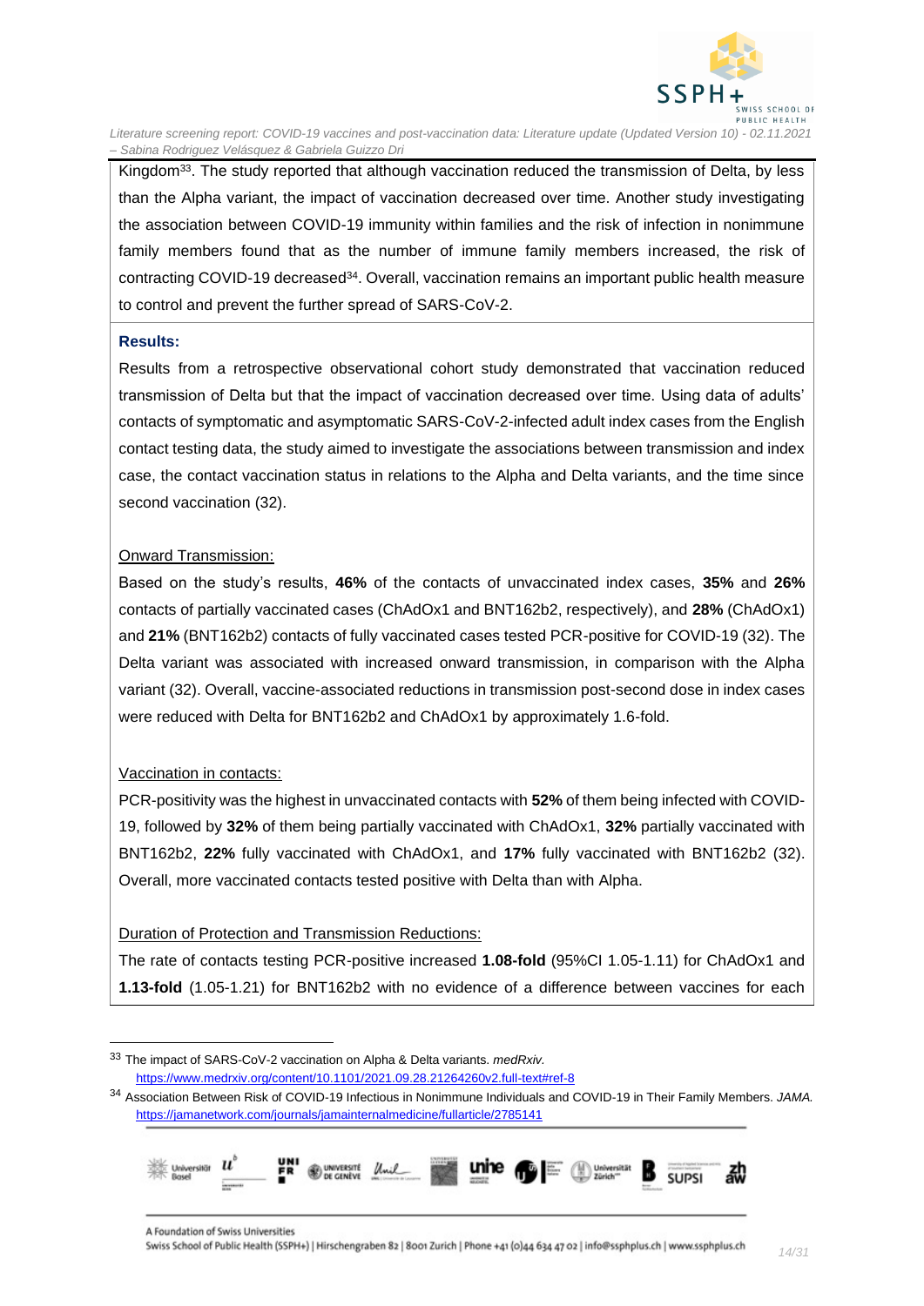Kingdom[33]. The study reported that although vaccination reduced the transmission of Delta, by less than the Alpha variant, the impact of vaccination decreased over time. Another study investigating the association between COVID-19 immunity within families and the risk of infection in nonimmune family members found that as the number of immune family members increased, the risk of contracting COVID-19 decreased[34]. Overall, vaccination remains an important public health measure to control and prevent the further spread of SARS-CoV-2.

**Results:**

Results from a retrospective observational cohort study demonstrated that vaccination reduced transmission of Delta but that the impact of vaccination decreased over time. Using data of adults' contacts of symptomatic and asymptomatic SARS-CoV-2-infected adult index cases from the English contact testing data, the study aimed to investigate the associations between transmission and index case, the contact vaccination status in relations to the Alpha and Delta variants, and the time since second vaccination (32).

Onward Transmission:

Based on the study's results, **46%** of the contacts of unvaccinated index cases, **35%** and **26%** contacts of partially vaccinated cases (ChAdOx1 and BNT162b2, respectively), and **28%** (ChAdOx1) and **21%** (BNT162b2) contacts of fully vaccinated cases tested PCR-positive for COVID-19 (32). The Delta variant was associated with increased onward transmission, in comparison with the Alpha variant (32). Overall, vaccine-associated reductions in transmission post-second dose in index cases were reduced with Delta for BNT162b2 and ChAdOx1 by approximately 1.6-fold.

Vaccination in contacts:

PCR-positivity was the highest in unvaccinated contacts with **52%** of them being infected with COVID-19, followed by **32%** of them being partially vaccinated with ChAdOx1, **32%** partially vaccinated with BNT162b2, **22%** fully vaccinated with ChAdOx1, and **17%** fully vaccinated with BNT162b2 (32). Overall, more vaccinated contacts tested positive with Delta than with Alpha.

Duration of Protection and Transmission Reductions:

The rate of contacts testing PCR-positive increased **1.08-fold** (95%CI 1.05-1.11) for ChAdOx1 and **1.13-fold** (1.05-1.21) for BNT162b2 with no evidence of a difference between vaccines for each

---

[33] The impact of SARS-CoV-2 vaccination on Alpha & Delta variants. *medRxiv.* https://www.medrxiv.org/content/10.1101/2021.09.28.21264260v2.full-text#ref-8

[34] Association Between Risk of COVID-19 Infectious in Nonimmune Individuals and COVID-19 in Their Family Members. *JAMA.* https://jamanetwork.com/journals/jamainternalmedicine/fullarticle/2785141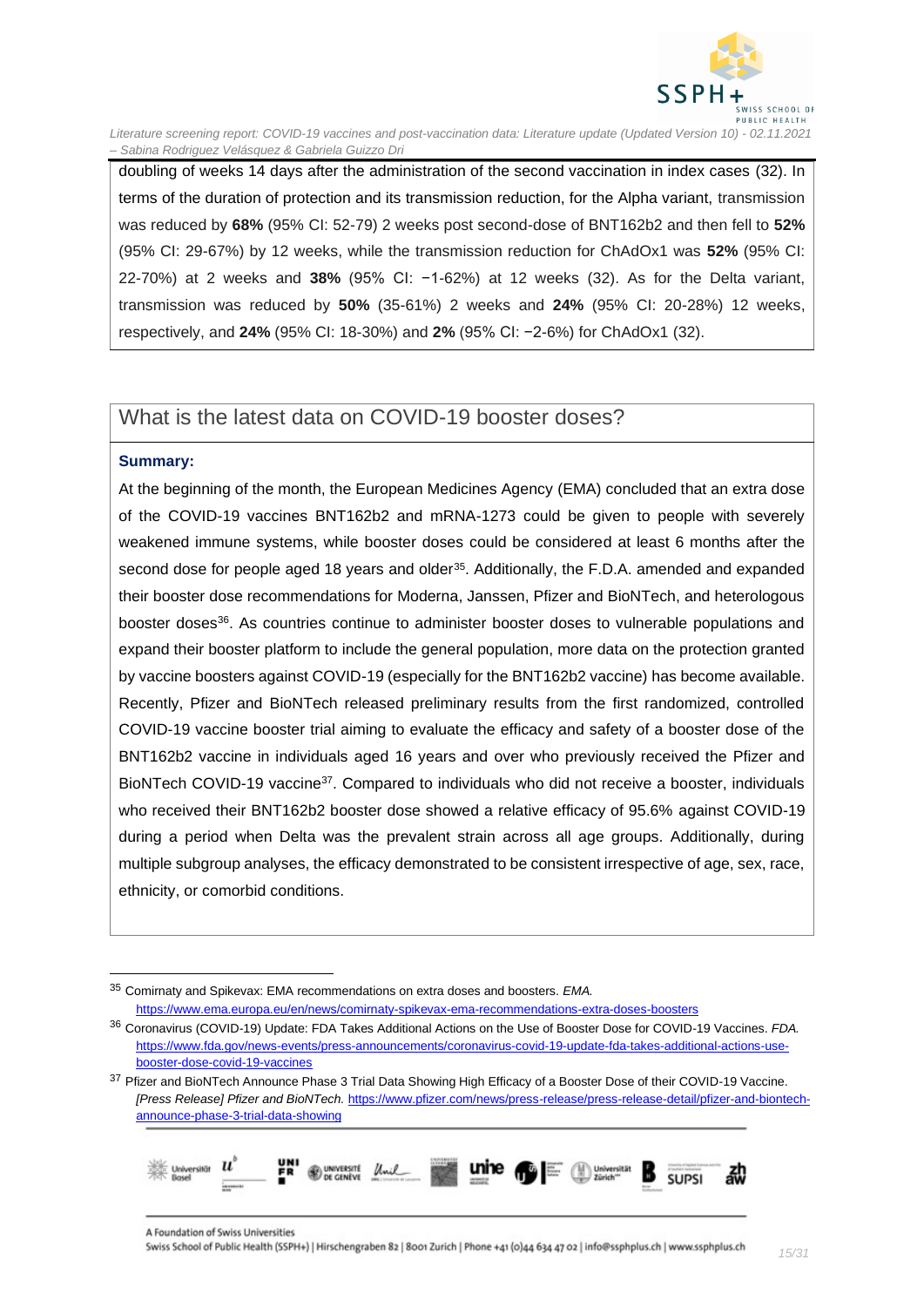doubling of weeks 14 days after the administration of the second vaccination in index cases (32). In terms of the duration of protection and its transmission reduction, for the Alpha variant, transmission was reduced by **68%** (95% CI: 52-79) 2 weeks post second-dose of BNT162b2 and then fell to **52%** (95% CI: 29-67%) by 12 weeks, while the transmission reduction for ChAdOx1 was **52%** (95% CI: 22-70%) at 2 weeks and **38%** (95% CI: −1-62%) at 12 weeks (32). As for the Delta variant, transmission was reduced by **50%** (35-61%) 2 weeks and **24%** (95% CI: 20-28%) 12 weeks, respectively, and **24%** (95% CI: 18-30%) and **2%** (95% CI: −2-6%) for ChAdOx1 (32).

## What is the latest data on COVID-19 booster doses?

**Summary:**

At the beginning of the month, the European Medicines Agency (EMA) concluded that an extra dose of the COVID-19 vaccines BNT162b2 and mRNA-1273 could be given to people with severely weakened immune systems, while booster doses could be considered at least 6 months after the second dose for people aged 18 years and older[35]. Additionally, the F.D.A. amended and expanded their booster dose recommendations for Moderna, Janssen, Pfizer and BioNTech, and heterologous booster doses[36]. As countries continue to administer booster doses to vulnerable populations and expand their booster platform to include the general population, more data on the protection granted by vaccine boosters against COVID-19 (especially for the BNT162b2 vaccine) has become available. Recently, Pfizer and BioNTech released preliminary results from the first randomized, controlled COVID-19 vaccine booster trial aiming to evaluate the efficacy and safety of a booster dose of the BNT162b2 vaccine in individuals aged 16 years and over who previously received the Pfizer and BioNTech COVID-19 vaccine[37]. Compared to individuals who did not receive a booster, individuals who received their BNT162b2 booster dose showed a relative efficacy of 95.6% against COVID-19 during a period when Delta was the prevalent strain across all age groups. Additionally, during multiple subgroup analyses, the efficacy demonstrated to be consistent irrespective of age, sex, race, ethnicity, or comorbid conditions.

---

[35] Comirnaty and Spikevax: EMA recommendations on extra doses and boosters. *EMA.* https://www.ema.europa.eu/en/news/comirnaty-spikevax-ema-recommendations-extra-doses-boosters

[36] Coronavirus (COVID-19) Update: FDA Takes Additional Actions on the Use of Booster Dose for COVID-19 Vaccines. *FDA.* https://www.fda.gov/news-events/press-announcements/coronavirus-covid-19-update-fda-takes-additional-actions-use-booster-dose-covid-19-vaccines

[37] Pfizer and BioNTech Announce Phase 3 Trial Data Showing High Efficacy of a Booster Dose of their COVID-19 Vaccine. *[Press Release] Pfizer and BioNTech.* https://www.pfizer.com/news/press-release/press-release-detail/pfizer-and-biontech-announce-phase-3-trial-data-showing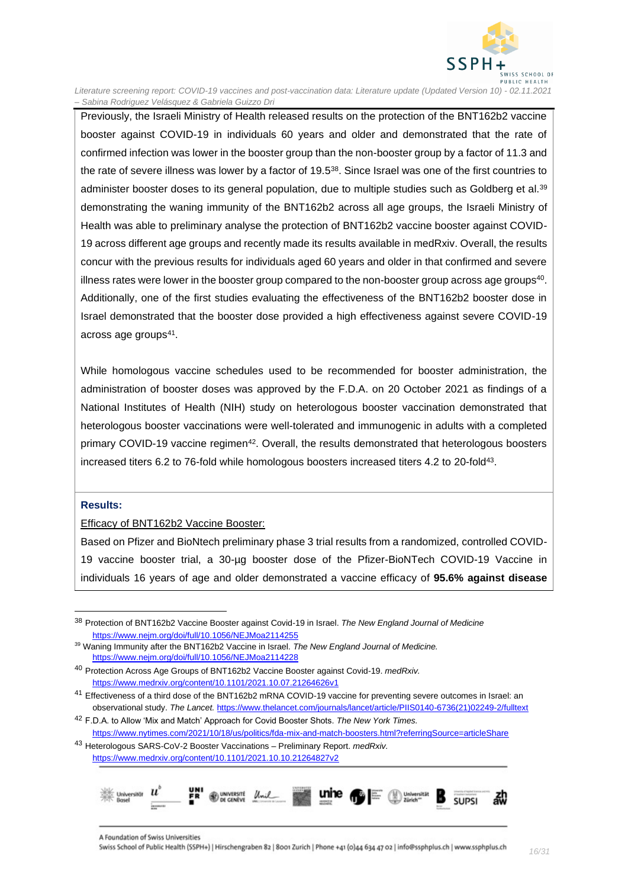Previously, the Israeli Ministry of Health released results on the protection of the BNT162b2 vaccine booster against COVID-19 in individuals 60 years and older and demonstrated that the rate of confirmed infection was lower in the booster group than the non-booster group by a factor of 11.3 and the rate of severe illness was lower by a factor of 19.5[38]. Since Israel was one of the first countries to administer booster doses to its general population, due to multiple studies such as Goldberg et al.[39] demonstrating the waning immunity of the BNT162b2 across all age groups, the Israeli Ministry of Health was able to preliminary analyse the protection of BNT162b2 vaccine booster against COVID-19 across different age groups and recently made its results available in medRxiv. Overall, the results concur with the previous results for individuals aged 60 years and older in that confirmed and severe illness rates were lower in the booster group compared to the non-booster group across age groups[40]. Additionally, one of the first studies evaluating the effectiveness of the BNT162b2 booster dose in Israel demonstrated that the booster dose provided a high effectiveness against severe COVID-19 across age groups[41].

While homologous vaccine schedules used to be recommended for booster administration, the administration of booster doses was approved by the F.D.A. on 20 October 2021 as findings of a National Institutes of Health (NIH) study on heterologous booster vaccination demonstrated that heterologous booster vaccinations were well-tolerated and immunogenic in adults with a completed primary COVID-19 vaccine regimen[42]. Overall, the results demonstrated that heterologous boosters increased titers 6.2 to 76-fold while homologous boosters increased titers 4.2 to 20-fold[43].

**Results:**

Efficacy of BNT162b2 Vaccine Booster:

Based on Pfizer and BioNtech preliminary phase 3 trial results from a randomized, controlled COVID-19 vaccine booster trial, a 30-µg booster dose of the Pfizer-BioNTech COVID-19 Vaccine in individuals 16 years of age and older demonstrated a vaccine efficacy of **95.6% against disease**

---

[38] Protection of BNT162b2 Vaccine Booster against Covid-19 in Israel. *The New England Journal of Medicine* https://www.nejm.org/doi/full/10.1056/NEJMoa2114255

[39] Waning Immunity after the BNT162b2 Vaccine in Israel. *The New England Journal of Medicine.* https://www.nejm.org/doi/full/10.1056/NEJMoa2114228

[40] Protection Across Age Groups of BNT162b2 Vaccine Booster against Covid-19. *medRxiv.* https://www.medrxiv.org/content/10.1101/2021.10.07.21264626v1

[41] Effectiveness of a third dose of the BNT162b2 mRNA COVID-19 vaccine for preventing severe outcomes in Israel: an observational study. *The Lancet.* https://www.thelancet.com/journals/lancet/article/PIIS0140-6736(21)02249-2/fulltext

[42] F.D.A. to Allow 'Mix and Match' Approach for Covid Booster Shots. *The New York Times.* https://www.nytimes.com/2021/10/18/us/politics/fda-mix-and-match-boosters.html?referringSource=articleShare

[43] Heterologous SARS-CoV-2 Booster Vaccinations – Preliminary Report. *medRxiv.* https://www.medrxiv.org/content/10.1101/2021.10.10.21264827v2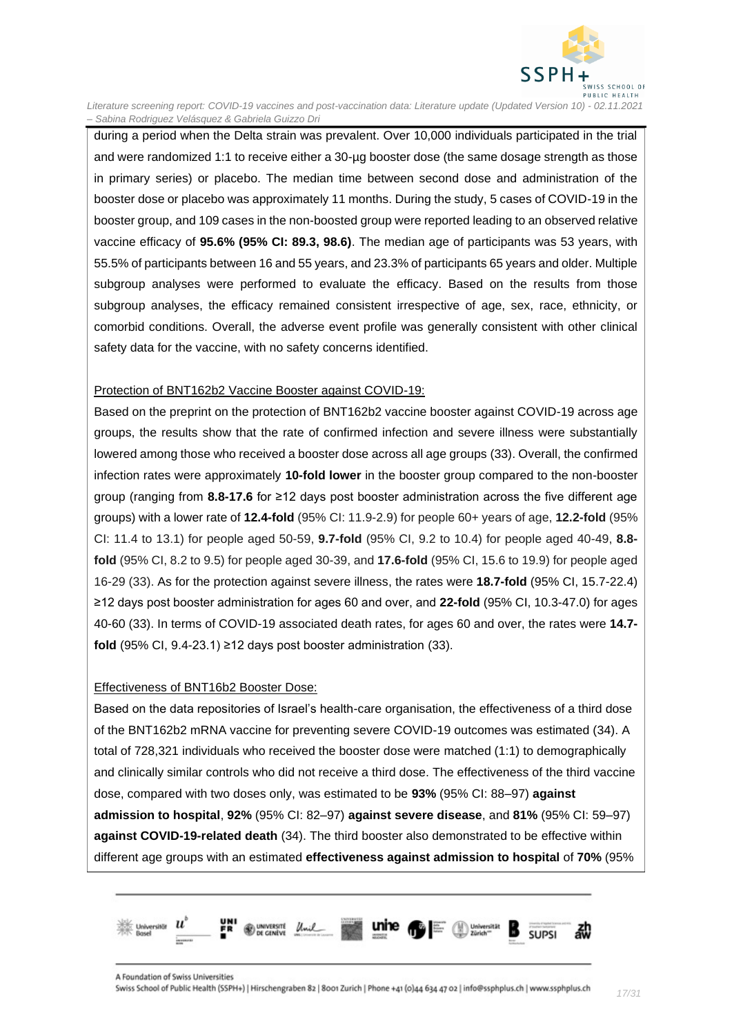during a period when the Delta strain was prevalent. Over 10,000 individuals participated in the trial and were randomized 1:1 to receive either a 30-µg booster dose (the same dosage strength as those in primary series) or placebo. The median time between second dose and administration of the booster dose or placebo was approximately 11 months. During the study, 5 cases of COVID-19 in the booster group, and 109 cases in the non-boosted group were reported leading to an observed relative vaccine efficacy of **95.6% (95% CI: 89.3, 98.6)**. The median age of participants was 53 years, with 55.5% of participants between 16 and 55 years, and 23.3% of participants 65 years and older. Multiple subgroup analyses were performed to evaluate the efficacy. Based on the results from those subgroup analyses, the efficacy remained consistent irrespective of age, sex, race, ethnicity, or comorbid conditions. Overall, the adverse event profile was generally consistent with other clinical safety data for the vaccine, with no safety concerns identified.

Protection of BNT162b2 Vaccine Booster against COVID-19:

Based on the preprint on the protection of BNT162b2 vaccine booster against COVID-19 across age groups, the results show that the rate of confirmed infection and severe illness were substantially lowered among those who received a booster dose across all age groups (33). Overall, the confirmed infection rates were approximately **10-fold lower** in the booster group compared to the non-booster group (ranging from **8.8-17.6** for ≥12 days post booster administration across the five different age groups) with a lower rate of **12.4-fold** (95% CI: 11.9-2.9) for people 60+ years of age, **12.2-fold** (95% CI: 11.4 to 13.1) for people aged 50-59, **9.7-fold** (95% CI, 9.2 to 10.4) for people aged 40-49, **8.8-fold** (95% CI, 8.2 to 9.5) for people aged 30-39, and **17.6-fold** (95% CI, 15.6 to 19.9) for people aged 16-29 (33). As for the protection against severe illness, the rates were **18.7-fold** (95% CI, 15.7-22.4) ≥12 days post booster administration for ages 60 and over, and **22-fold** (95% CI, 10.3-47.0) for ages 40-60 (33). In terms of COVID-19 associated death rates, for ages 60 and over, the rates were **14.7-fold** (95% CI, 9.4-23.1) ≥12 days post booster administration (33).

Effectiveness of BNT16b2 Booster Dose:

Based on the data repositories of Israel's health-care organisation, the effectiveness of a third dose of the BNT162b2 mRNA vaccine for preventing severe COVID-19 outcomes was estimated (34). A total of 728,321 individuals who received the booster dose were matched (1:1) to demographically and clinically similar controls who did not receive a third dose. The effectiveness of the third vaccine dose, compared with two doses only, was estimated to be **93%** (95% CI: 88–97) **against admission to hospital**, **92%** (95% CI: 82–97) **against severe disease**, and **81%** (95% CI: 59–97) **against COVID-19-related death** (34). The third booster also demonstrated to be effective within different age groups with an estimated **effectiveness against admission to hospital** of **70%** (95%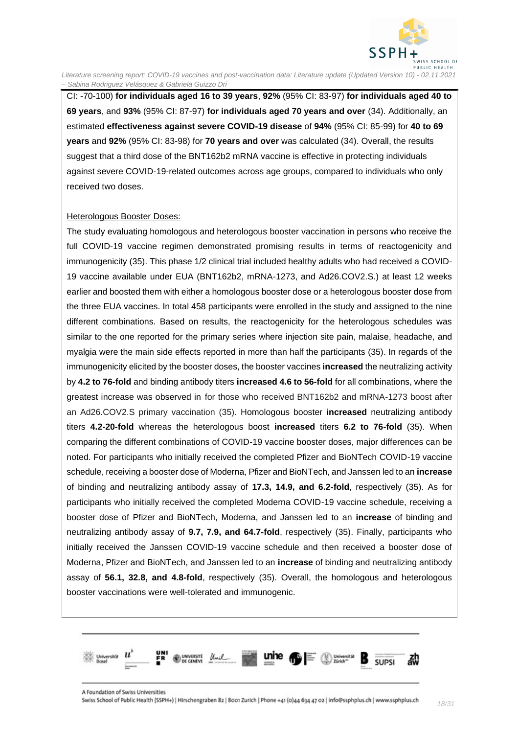CI: -70-100) **for individuals aged 16 to 39 years**, **92%** (95% CI: 83-97) **for individuals aged 40 to 69 years**, and **93%** (95% CI: 87-97) **for individuals aged 70 years and over** (34). Additionally, an estimated **effectiveness against severe COVID-19 disease** of **94%** (95% CI: 85-99) for **40 to 69 years** and **92%** (95% CI: 83-98) for **70 years and over** was calculated (34). Overall, the results suggest that a third dose of the BNT162b2 mRNA vaccine is effective in protecting individuals against severe COVID-19-related outcomes across age groups, compared to individuals who only received two doses.

Heterologous Booster Doses:

The study evaluating homologous and heterologous booster vaccination in persons who receive the full COVID-19 vaccine regimen demonstrated promising results in terms of reactogenicity and immunogenicity (35). This phase 1/2 clinical trial included healthy adults who had received a COVID-19 vaccine available under EUA (BNT162b2, mRNA-1273, and Ad26.COV2.S.) at least 12 weeks earlier and boosted them with either a homologous booster dose or a heterologous booster dose from the three EUA vaccines. In total 458 participants were enrolled in the study and assigned to the nine different combinations. Based on results, the reactogenicity for the heterologous schedules was similar to the one reported for the primary series where injection site pain, malaise, headache, and myalgia were the main side effects reported in more than half the participants (35). In regards of the immunogenicity elicited by the booster doses, the booster vaccines **increased** the neutralizing activity by **4.2 to 76-fold** and binding antibody titers **increased 4.6 to 56-fold** for all combinations, where the greatest increase was observed in for those who received BNT162b2 and mRNA-1273 boost after an Ad26.COV2.S primary vaccination (35). Homologous booster **increased** neutralizing antibody titers **4.2-20-fold** whereas the heterologous boost **increased** titers **6.2 to 76-fold** (35). When comparing the different combinations of COVID-19 vaccine booster doses, major differences can be noted. For participants who initially received the completed Pfizer and BioNTech COVID-19 vaccine schedule, receiving a booster dose of Moderna, Pfizer and BioNTech, and Janssen led to an **increase** of binding and neutralizing antibody assay of **17.3, 14.9, and 6.2-fold**, respectively (35). As for participants who initially received the completed Moderna COVID-19 vaccine schedule, receiving a booster dose of Pfizer and BioNTech, Moderna, and Janssen led to an **increase** of binding and neutralizing antibody assay of **9.7, 7.9, and 64.7-fold**, respectively (35). Finally, participants who initially received the Janssen COVID-19 vaccine schedule and then received a booster dose of Moderna, Pfizer and BioNTech, and Janssen led to an **increase** of binding and neutralizing antibody assay of **56.1, 32.8, and 4.8-fold**, respectively (35). Overall, the homologous and heterologous booster vaccinations were well-tolerated and immunogenic.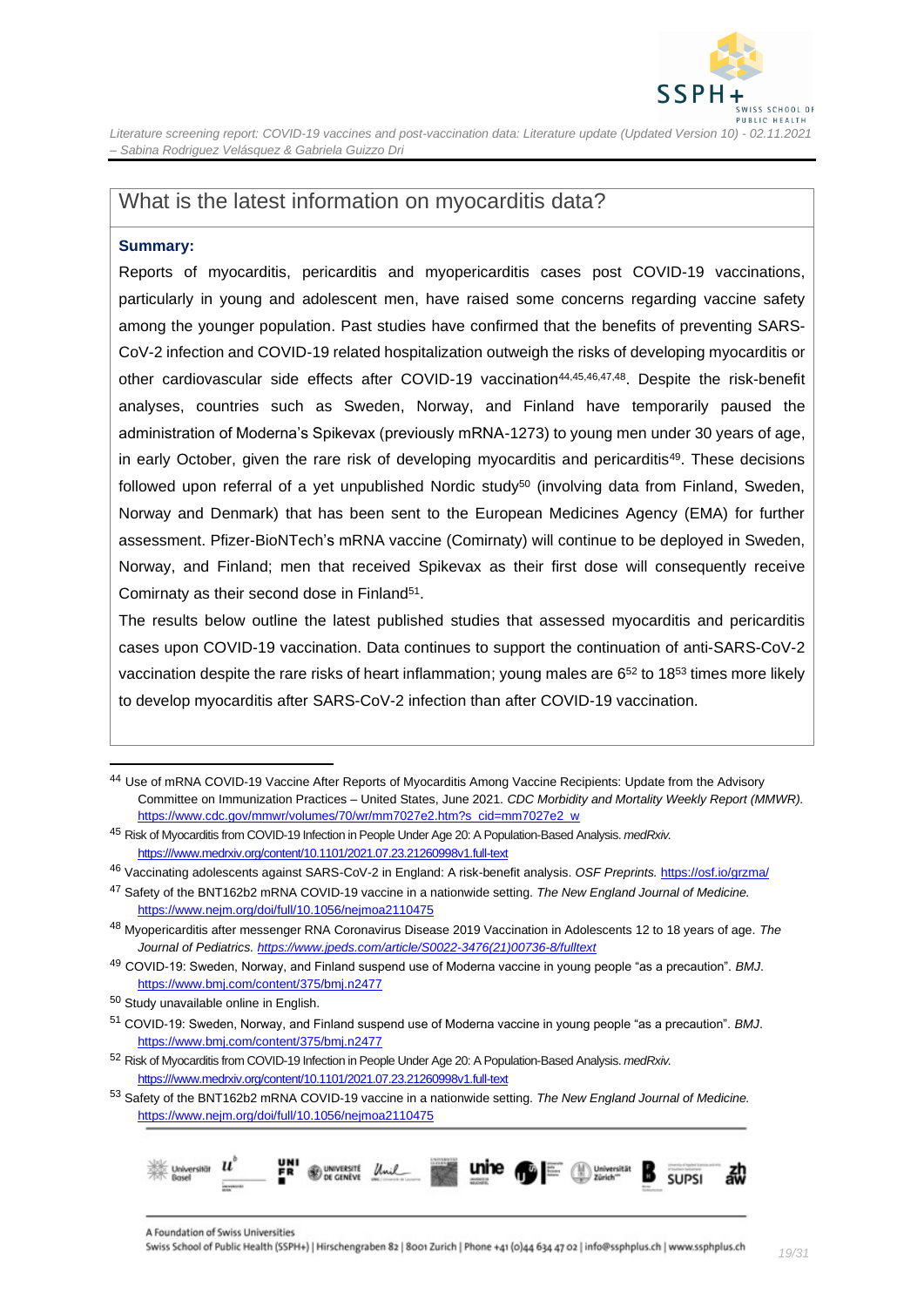## What is the latest information on myocarditis data?

**Summary:**

Reports of myocarditis, pericarditis and myopericarditis cases post COVID-19 vaccinations, particularly in young and adolescent men, have raised some concerns regarding vaccine safety among the younger population. Past studies have confirmed that the benefits of preventing SARS-CoV-2 infection and COVID-19 related hospitalization outweigh the risks of developing myocarditis or other cardiovascular side effects after COVID-19 vaccination[44,45,46,47,48]. Despite the risk-benefit analyses, countries such as Sweden, Norway, and Finland have temporarily paused the administration of Moderna's Spikevax (previously mRNA-1273) to young men under 30 years of age, in early October, given the rare risk of developing myocarditis and pericarditis[49]. These decisions followed upon referral of a yet unpublished Nordic study[50] (involving data from Finland, Sweden, Norway and Denmark) that has been sent to the European Medicines Agency (EMA) for further assessment. Pfizer-BioNTech's mRNA vaccine (Comirnaty) will continue to be deployed in Sweden, Norway, and Finland; men that received Spikevax as their first dose will consequently receive Comirnaty as their second dose in Finland[51].

The results below outline the latest published studies that assessed myocarditis and pericarditis cases upon COVID-19 vaccination. Data continues to support the continuation of anti-SARS-CoV-2 vaccination despite the rare risks of heart inflammation; young males are 6[52] to 18[53] times more likely to develop myocarditis after SARS-CoV-2 infection than after COVID-19 vaccination.

---

[44] Use of mRNA COVID-19 Vaccine After Reports of Myocarditis Among Vaccine Recipients: Update from the Advisory Committee on Immunization Practices – United States, June 2021. *CDC Morbidity and Mortality Weekly Report (MMWR).* https://www.cdc.gov/mmwr/volumes/70/wr/mm7027e2.htm?s_cid=mm7027e2_w

[45] Risk of Myocarditis from COVID-19 Infection in People Under Age 20: A Population-Based Analysis. *medRxiv.* https:///www.medrxiv.org/content/10.1101/2021.07.23.21260998v1.full-text

[46] Vaccinating adolescents against SARS-CoV-2 in England: A risk-benefit analysis. *OSF Preprints.* https://osf.io/grzma/

[47] Safety of the BNT162b2 mRNA COVID-19 vaccine in a nationwide setting. *The New England Journal of Medicine.* https://www.nejm.org/doi/full/10.1056/nejmoa2110475

[48] Myopericarditis after messenger RNA Coronavirus Disease 2019 Vaccination in Adolescents 12 to 18 years of age. *The Journal of Pediatrics. https://www.jpeds.com/article/S0022-3476(21)00736-8/fulltext*

[49] COVID-19: Sweden, Norway, and Finland suspend use of Moderna vaccine in young people "as a precaution". *BMJ.* https://www.bmj.com/content/375/bmj.n2477

[50] Study unavailable online in English.

[51] COVID-19: Sweden, Norway, and Finland suspend use of Moderna vaccine in young people "as a precaution". *BMJ.* https://www.bmj.com/content/375/bmj.n2477

[52] Risk of Myocarditis from COVID-19 Infection in People Under Age 20: A Population-Based Analysis. *medRxiv.* https:///www.medrxiv.org/content/10.1101/2021.07.23.21260998v1.full-text

[53] Safety of the BNT162b2 mRNA COVID-19 vaccine in a nationwide setting. *The New England Journal of Medicine.* https://www.nejm.org/doi/full/10.1056/nejmoa2110475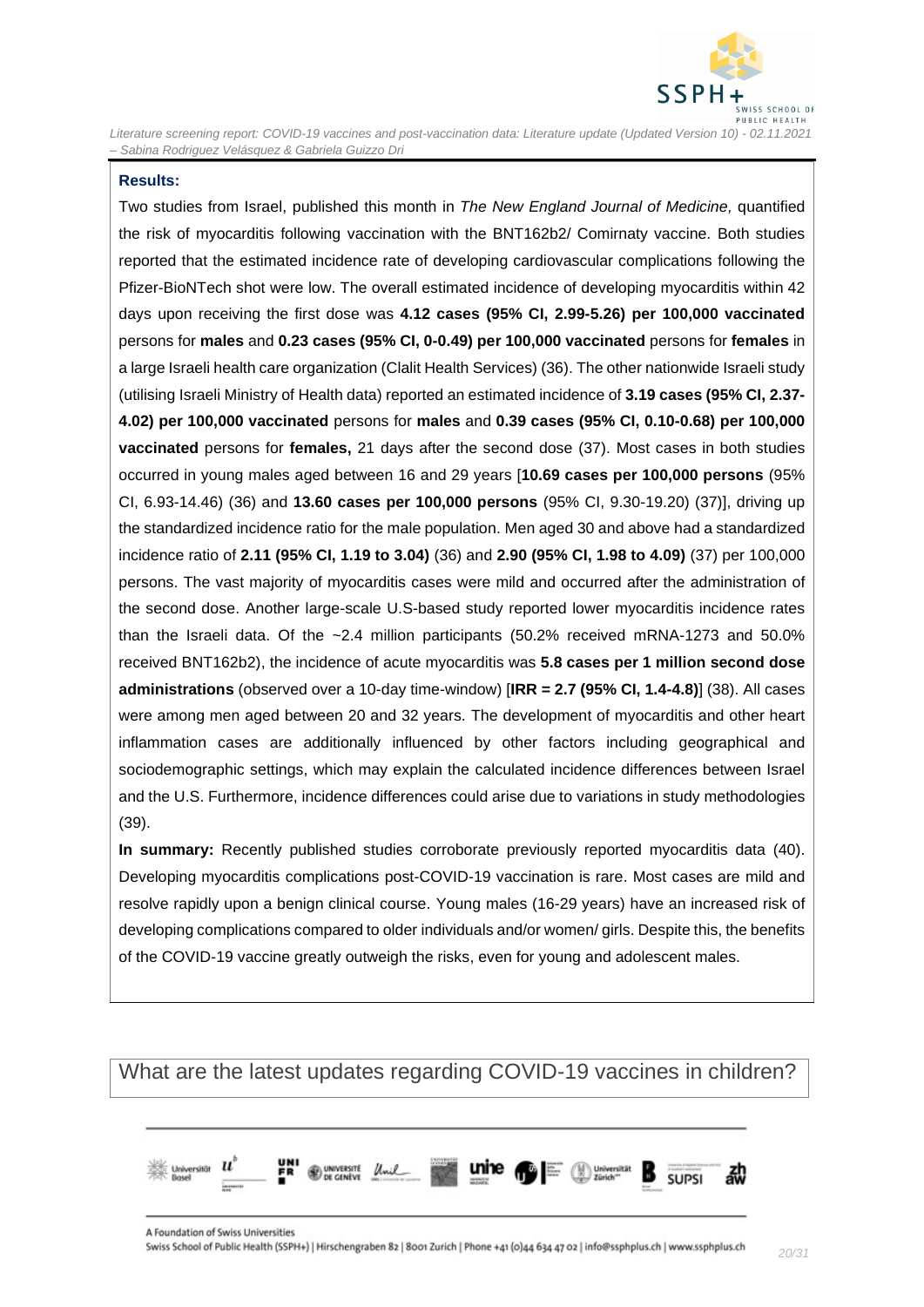**Results:**

Two studies from Israel, published this month in *The New England Journal of Medicine,* quantified the risk of myocarditis following vaccination with the BNT162b2/ Comirnaty vaccine. Both studies reported that the estimated incidence rate of developing cardiovascular complications following the Pfizer-BioNTech shot were low. The overall estimated incidence of developing myocarditis within 42 days upon receiving the first dose was **4.12 cases (95% CI, 2.99-5.26) per 100,000 vaccinated** persons for **males** and **0.23 cases (95% CI, 0-0.49) per 100,000 vaccinated** persons for **females** in a large Israeli health care organization (Clalit Health Services) (36). The other nationwide Israeli study (utilising Israeli Ministry of Health data) reported an estimated incidence of **3.19 cases (95% CI, 2.37-4.02) per 100,000 vaccinated** persons for **males** and **0.39 cases (95% CI, 0.10-0.68) per 100,000 vaccinated** persons for **females,** 21 days after the second dose (37). Most cases in both studies occurred in young males aged between 16 and 29 years [**10.69 cases per 100,000 persons** (95% CI, 6.93-14.46) (36) and **13.60 cases per 100,000 persons** (95% CI, 9.30-19.20) (37)], driving up the standardized incidence ratio for the male population. Men aged 30 and above had a standardized incidence ratio of **2.11 (95% CI, 1.19 to 3.04)** (36) and **2.90 (95% CI, 1.98 to 4.09)** (37) per 100,000 persons. The vast majority of myocarditis cases were mild and occurred after the administration of the second dose. Another large-scale U.S-based study reported lower myocarditis incidence rates than the Israeli data. Of the ~2.4 million participants (50.2% received mRNA-1273 and 50.0% received BNT162b2), the incidence of acute myocarditis was **5.8 cases per 1 million second dose administrations** (observed over a 10-day time-window) [**IRR = 2.7 (95% CI, 1.4-4.8)**] (38). All cases were among men aged between 20 and 32 years. The development of myocarditis and other heart inflammation cases are additionally influenced by other factors including geographical and sociodemographic settings, which may explain the calculated incidence differences between Israel and the U.S. Furthermore, incidence differences could arise due to variations in study methodologies (39).

**In summary:** Recently published studies corroborate previously reported myocarditis data (40). Developing myocarditis complications post-COVID-19 vaccination is rare. Most cases are mild and resolve rapidly upon a benign clinical course. Young males (16-29 years) have an increased risk of developing complications compared to older individuals and/or women/ girls. Despite this, the benefits of the COVID-19 vaccine greatly outweigh the risks, even for young and adolescent males.

## What are the latest updates regarding COVID-19 vaccines in children?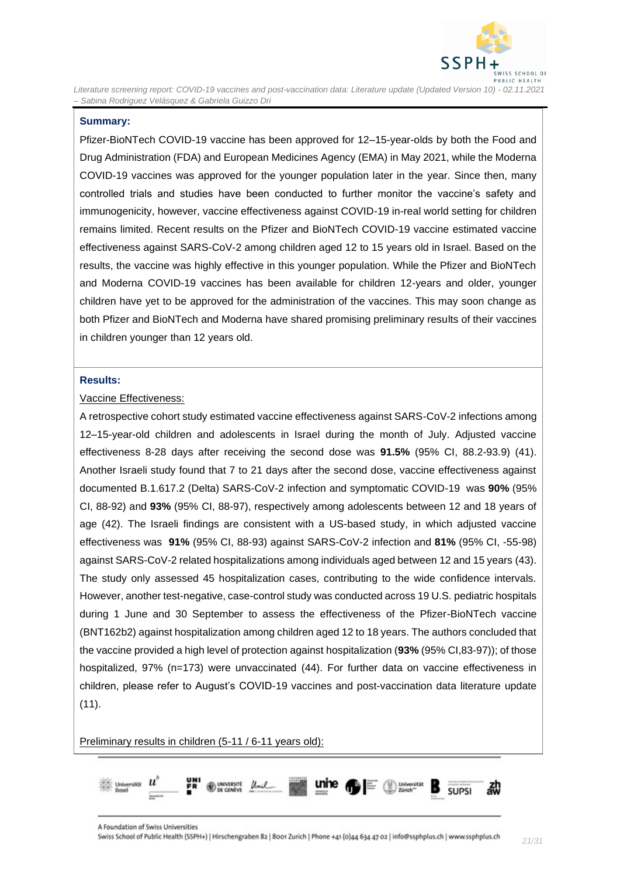**Summary:**

Pfizer-BioNTech COVID-19 vaccine has been approved for 12–15-year-olds by both the Food and Drug Administration (FDA) and European Medicines Agency (EMA) in May 2021, while the Moderna COVID-19 vaccines was approved for the younger population later in the year. Since then, many controlled trials and studies have been conducted to further monitor the vaccine's safety and immunogenicity, however, vaccine effectiveness against COVID-19 in-real world setting for children remains limited. Recent results on the Pfizer and BioNTech COVID-19 vaccine estimated vaccine effectiveness against SARS-CoV-2 among children aged 12 to 15 years old in Israel. Based on the results, the vaccine was highly effective in this younger population. While the Pfizer and BioNTech and Moderna COVID-19 vaccines has been available for children 12-years and older, younger children have yet to be approved for the administration of the vaccines. This may soon change as both Pfizer and BioNTech and Moderna have shared promising preliminary results of their vaccines in children younger than 12 years old.

**Results:**

Vaccine Effectiveness:

A retrospective cohort study estimated vaccine effectiveness against SARS-CoV-2 infections among 12–15-year-old children and adolescents in Israel during the month of July. Adjusted vaccine effectiveness 8-28 days after receiving the second dose was **91.5%** (95% CI, 88.2-93.9) (41). Another Israeli study found that 7 to 21 days after the second dose, vaccine effectiveness against documented B.1.617.2 (Delta) SARS-CoV-2 infection and symptomatic COVID-19 was **90%** (95% CI, 88-92) and **93%** (95% CI, 88-97), respectively among adolescents between 12 and 18 years of age (42). The Israeli findings are consistent with a US-based study, in which adjusted vaccine effectiveness was **91%** (95% CI, 88-93) against SARS-CoV-2 infection and **81%** (95% CI, -55-98) against SARS-CoV-2 related hospitalizations among individuals aged between 12 and 15 years (43). The study only assessed 45 hospitalization cases, contributing to the wide confidence intervals. However, another test-negative, case-control study was conducted across 19 U.S. pediatric hospitals during 1 June and 30 September to assess the effectiveness of the Pfizer-BioNTech vaccine (BNT162b2) against hospitalization among children aged 12 to 18 years. The authors concluded that the vaccine provided a high level of protection against hospitalization (**93%** (95% CI,83-97)); of those hospitalized, 97% (n=173) were unvaccinated (44). For further data on vaccine effectiveness in children, please refer to August's COVID-19 vaccines and post-vaccination data literature update (11).

Preliminary results in children (5-11 / 6-11 years old):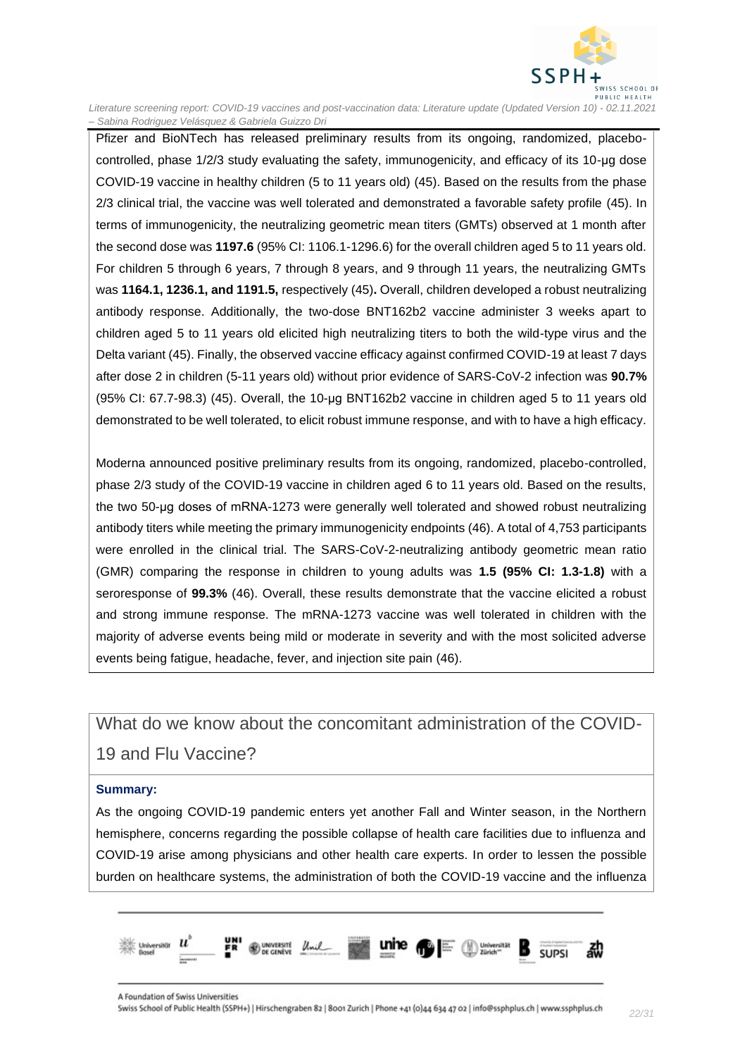Pfizer and BioNTech has released preliminary results from its ongoing, randomized, placebo-controlled, phase 1/2/3 study evaluating the safety, immunogenicity, and efficacy of its 10-µg dose COVID-19 vaccine in healthy children (5 to 11 years old) (45). Based on the results from the phase 2/3 clinical trial, the vaccine was well tolerated and demonstrated a favorable safety profile (45). In terms of immunogenicity, the neutralizing geometric mean titers (GMTs) observed at 1 month after the second dose was **1197.6** (95% CI: 1106.1-1296.6) for the overall children aged 5 to 11 years old. For children 5 through 6 years, 7 through 8 years, and 9 through 11 years, the neutralizing GMTs was **1164.1, 1236.1, and 1191.5,** respectively (45)**.** Overall, children developed a robust neutralizing antibody response. Additionally, the two-dose BNT162b2 vaccine administer 3 weeks apart to children aged 5 to 11 years old elicited high neutralizing titers to both the wild-type virus and the Delta variant (45). Finally, the observed vaccine efficacy against confirmed COVID-19 at least 7 days after dose 2 in children (5-11 years old) without prior evidence of SARS-CoV-2 infection was **90.7%** (95% CI: 67.7-98.3) (45). Overall, the 10-µg BNT162b2 vaccine in children aged 5 to 11 years old demonstrated to be well tolerated, to elicit robust immune response, and with to have a high efficacy.

Moderna announced positive preliminary results from its ongoing, randomized, placebo-controlled, phase 2/3 study of the COVID-19 vaccine in children aged 6 to 11 years old. Based on the results, the two 50-µg doses of mRNA-1273 were generally well tolerated and showed robust neutralizing antibody titers while meeting the primary immunogenicity endpoints (46). A total of 4,753 participants were enrolled in the clinical trial. The SARS-CoV-2-neutralizing antibody geometric mean ratio (GMR) comparing the response in children to young adults was **1.5 (95% CI: 1.3-1.8)** with a seroresponse of **99.3%** (46). Overall, these results demonstrate that the vaccine elicited a robust and strong immune response. The mRNA-1273 vaccine was well tolerated in children with the majority of adverse events being mild or moderate in severity and with the most solicited adverse events being fatigue, headache, fever, and injection site pain (46).

## What do we know about the concomitant administration of the COVID-19 and Flu Vaccine?

**Summary:**

As the ongoing COVID-19 pandemic enters yet another Fall and Winter season, in the Northern hemisphere, concerns regarding the possible collapse of health care facilities due to influenza and COVID-19 arise among physicians and other health care experts. In order to lessen the possible burden on healthcare systems, the administration of both the COVID-19 vaccine and the influenza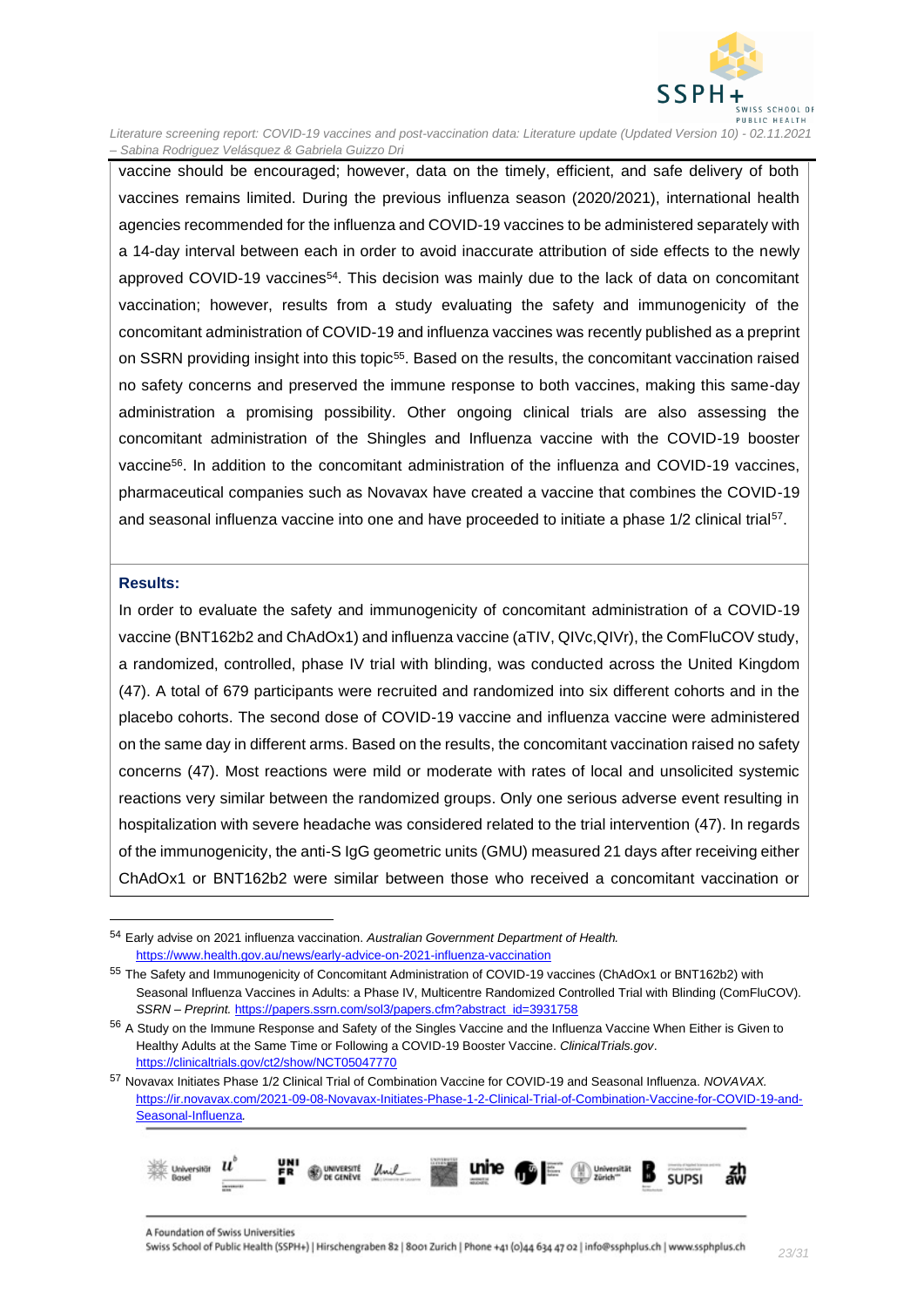vaccine should be encouraged; however, data on the timely, efficient, and safe delivery of both vaccines remains limited. During the previous influenza season (2020/2021), international health agencies recommended for the influenza and COVID-19 vaccines to be administered separately with a 14-day interval between each in order to avoid inaccurate attribution of side effects to the newly approved COVID-19 vaccines[54]. This decision was mainly due to the lack of data on concomitant vaccination; however, results from a study evaluating the safety and immunogenicity of the concomitant administration of COVID-19 and influenza vaccines was recently published as a preprint on SSRN providing insight into this topic[55]. Based on the results, the concomitant vaccination raised no safety concerns and preserved the immune response to both vaccines, making this same-day administration a promising possibility. Other ongoing clinical trials are also assessing the concomitant administration of the Shingles and Influenza vaccine with the COVID-19 booster vaccine[56]. In addition to the concomitant administration of the influenza and COVID-19 vaccines, pharmaceutical companies such as Novavax have created a vaccine that combines the COVID-19 and seasonal influenza vaccine into one and have proceeded to initiate a phase 1/2 clinical trial[57].

**Results:**

In order to evaluate the safety and immunogenicity of concomitant administration of a COVID-19 vaccine (BNT162b2 and ChAdOx1) and influenza vaccine (aTIV, QIVc,QIVr), the ComFluCOV study, a randomized, controlled, phase IV trial with blinding, was conducted across the United Kingdom (47). A total of 679 participants were recruited and randomized into six different cohorts and in the placebo cohorts. The second dose of COVID-19 vaccine and influenza vaccine were administered on the same day in different arms. Based on the results, the concomitant vaccination raised no safety concerns (47). Most reactions were mild or moderate with rates of local and unsolicited systemic reactions very similar between the randomized groups. Only one serious adverse event resulting in hospitalization with severe headache was considered related to the trial intervention (47). In regards of the immunogenicity, the anti-S IgG geometric units (GMU) measured 21 days after receiving either ChAdOx1 or BNT162b2 were similar between those who received a concomitant vaccination or

---

[54] Early advise on 2021 influenza vaccination. *Australian Government Department of Health.* https://www.health.gov.au/news/early-advice-on-2021-influenza-vaccination

[55] The Safety and Immunogenicity of Concomitant Administration of COVID-19 vaccines (ChAdOx1 or BNT162b2) with Seasonal Influenza Vaccines in Adults: a Phase IV, Multicentre Randomized Controlled Trial with Blinding (ComFluCOV). *SSRN – Preprint.* https://papers.ssrn.com/sol3/papers.cfm?abstract_id=3931758

[56] A Study on the Immune Response and Safety of the Singles Vaccine and the Influenza Vaccine When Either is Given to Healthy Adults at the Same Time or Following a COVID-19 Booster Vaccine. *ClinicalTrials.gov*. https://clinicaltrials.gov/ct2/show/NCT05047770

[57] Novavax Initiates Phase 1/2 Clinical Trial of Combination Vaccine for COVID-19 and Seasonal Influenza. *NOVAVAX.* https://ir.novavax.com/2021-09-08-Novavax-Initiates-Phase-1-2-Clinical-Trial-of-Combination-Vaccine-for-COVID-19-and-Seasonal-Influenza.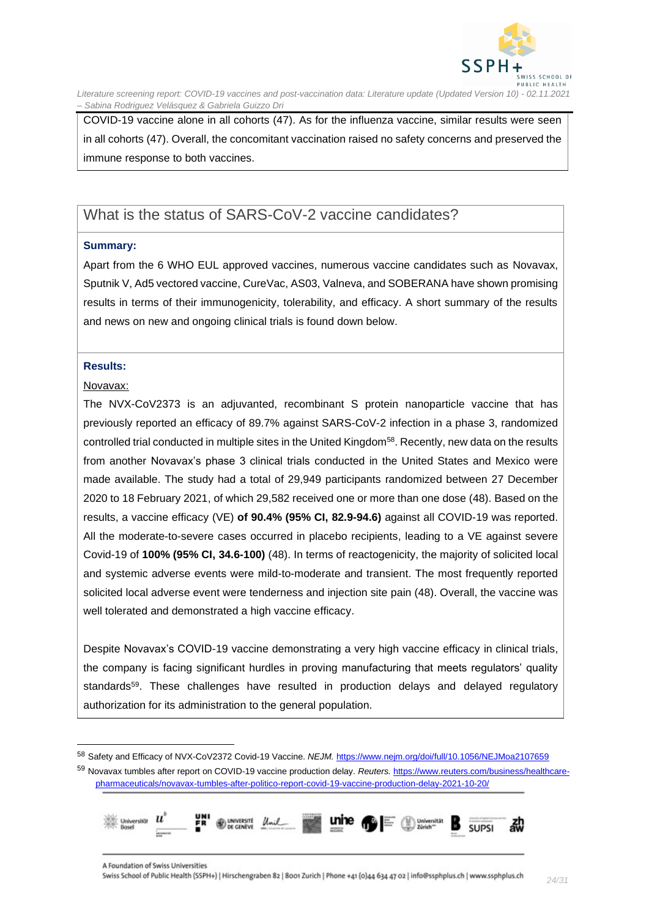COVID-19 vaccine alone in all cohorts (47). As for the influenza vaccine, similar results were seen in all cohorts (47). Overall, the concomitant vaccination raised no safety concerns and preserved the immune response to both vaccines.

## What is the status of SARS-CoV-2 vaccine candidates?

**Summary:**

Apart from the 6 WHO EUL approved vaccines, numerous vaccine candidates such as Novavax, Sputnik V, Ad5 vectored vaccine, CureVac, AS03, Valneva, and SOBERANA have shown promising results in terms of their immunogenicity, tolerability, and efficacy. A short summary of the results and news on new and ongoing clinical trials is found down below.

**Results:**

Novavax:

The NVX-CoV2373 is an adjuvanted, recombinant S protein nanoparticle vaccine that has previously reported an efficacy of 89.7% against SARS-CoV-2 infection in a phase 3, randomized controlled trial conducted in multiple sites in the United Kingdom[58]. Recently, new data on the results from another Novavax's phase 3 clinical trials conducted in the United States and Mexico were made available. The study had a total of 29,949 participants randomized between 27 December 2020 to 18 February 2021, of which 29,582 received one or more than one dose (48). Based on the results, a vaccine efficacy (VE) **of 90.4% (95% CI, 82.9-94.6)** against all COVID-19 was reported. All the moderate-to-severe cases occurred in placebo recipients, leading to a VE against severe Covid-19 of **100% (95% CI, 34.6-100)** (48). In terms of reactogenicity, the majority of solicited local and systemic adverse events were mild-to-moderate and transient. The most frequently reported solicited local adverse event were tenderness and injection site pain (48). Overall, the vaccine was well tolerated and demonstrated a high vaccine efficacy.

Despite Novavax's COVID-19 vaccine demonstrating a very high vaccine efficacy in clinical trials, the company is facing significant hurdles in proving manufacturing that meets regulators' quality standards[59]. These challenges have resulted in production delays and delayed regulatory authorization for its administration to the general population.

[58] Safety and Efficacy of NVX-CoV2372 Covid-19 Vaccine. *NEJM.* https://www.nejm.org/doi/full/10.1056/NEJMoa2107659

[59] Novavax tumbles after report on COVID-19 vaccine production delay. *Reuters.* https://www.reuters.com/business/healthcare-pharmaceuticals/novavax-tumbles-after-politico-report-covid-19-vaccine-production-delay-2021-10-20/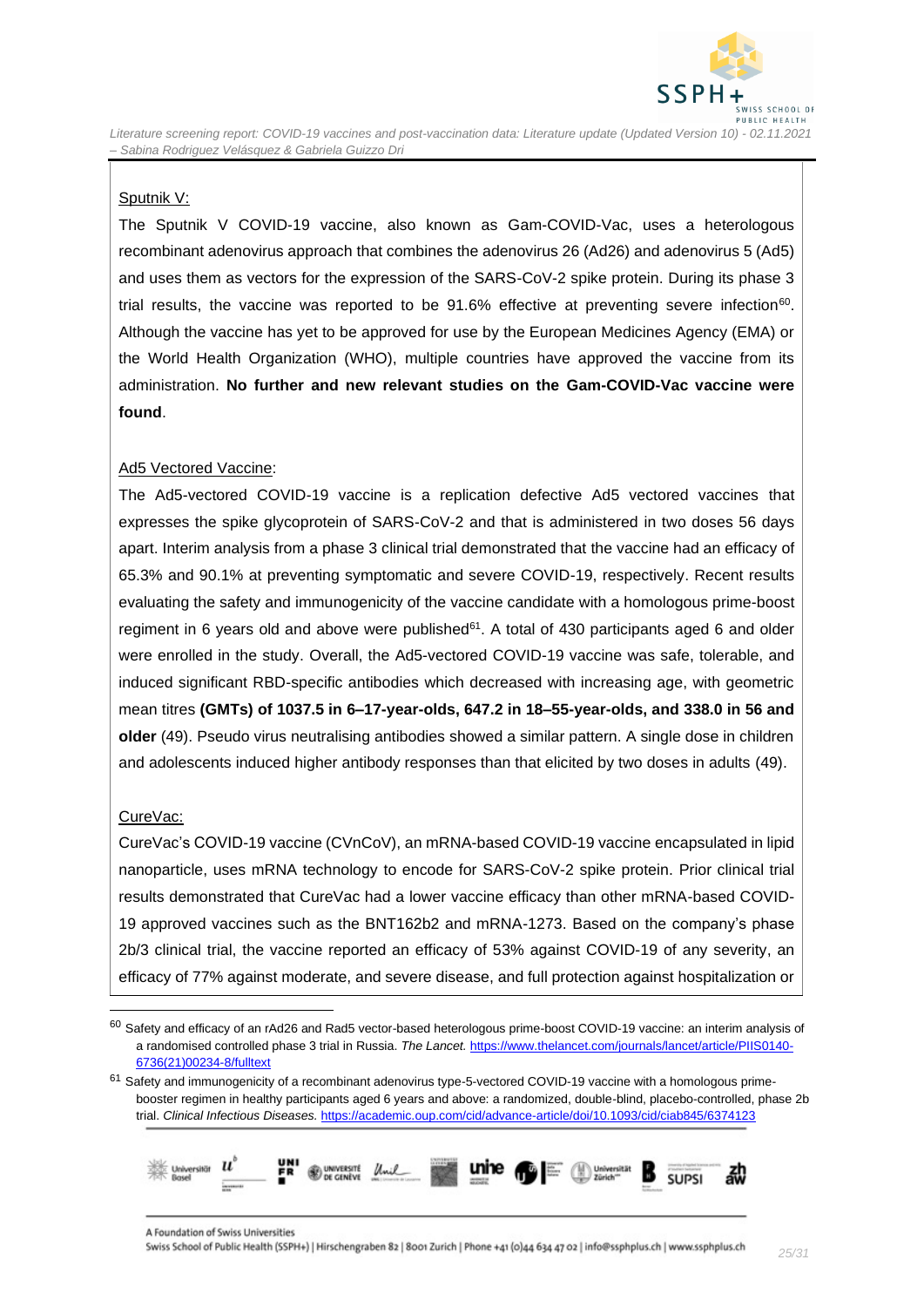Sputnik V:

The Sputnik V COVID-19 vaccine, also known as Gam-COVID-Vac, uses a heterologous recombinant adenovirus approach that combines the adenovirus 26 (Ad26) and adenovirus 5 (Ad5) and uses them as vectors for the expression of the SARS-CoV-2 spike protein. During its phase 3 trial results, the vaccine was reported to be 91.6% effective at preventing severe infection[60]. Although the vaccine has yet to be approved for use by the European Medicines Agency (EMA) or the World Health Organization (WHO), multiple countries have approved the vaccine from its administration. **No further and new relevant studies on the Gam-COVID-Vac vaccine were found**.

Ad5 Vectored Vaccine:

The Ad5-vectored COVID-19 vaccine is a replication defective Ad5 vectored vaccines that expresses the spike glycoprotein of SARS-CoV-2 and that is administered in two doses 56 days apart. Interim analysis from a phase 3 clinical trial demonstrated that the vaccine had an efficacy of 65.3% and 90.1% at preventing symptomatic and severe COVID-19, respectively. Recent results evaluating the safety and immunogenicity of the vaccine candidate with a homologous prime-boost regiment in 6 years old and above were published[61]. A total of 430 participants aged 6 and older were enrolled in the study. Overall, the Ad5-vectored COVID-19 vaccine was safe, tolerable, and induced significant RBD-specific antibodies which decreased with increasing age, with geometric mean titres **(GMTs) of 1037.5 in 6–17-year-olds, 647.2 in 18–55-year-olds, and 338.0 in 56 and older** (49). Pseudo virus neutralising antibodies showed a similar pattern. A single dose in children and adolescents induced higher antibody responses than that elicited by two doses in adults (49).

CureVac:

CureVac's COVID-19 vaccine (CVnCoV), an mRNA-based COVID-19 vaccine encapsulated in lipid nanoparticle, uses mRNA technology to encode for SARS-CoV-2 spike protein. Prior clinical trial results demonstrated that CureVac had a lower vaccine efficacy than other mRNA-based COVID-19 approved vaccines such as the BNT162b2 and mRNA-1273. Based on the company's phase 2b/3 clinical trial, the vaccine reported an efficacy of 53% against COVID-19 of any severity, an efficacy of 77% against moderate, and severe disease, and full protection against hospitalization or

---

[60] Safety and efficacy of an rAd26 and Rad5 vector-based heterologous prime-boost COVID-19 vaccine: an interim analysis of a randomised controlled phase 3 trial in Russia. *The Lancet.* https://www.thelancet.com/journals/lancet/article/PIIS0140-6736(21)00234-8/fulltext

[61] Safety and immunogenicity of a recombinant adenovirus type-5-vectored COVID-19 vaccine with a homologous prime-booster regimen in healthy participants aged 6 years and above: a randomized, double-blind, placebo-controlled, phase 2b trial. *Clinical Infectious Diseases.* https://academic.oup.com/cid/advance-article/doi/10.1093/cid/ciab845/6374123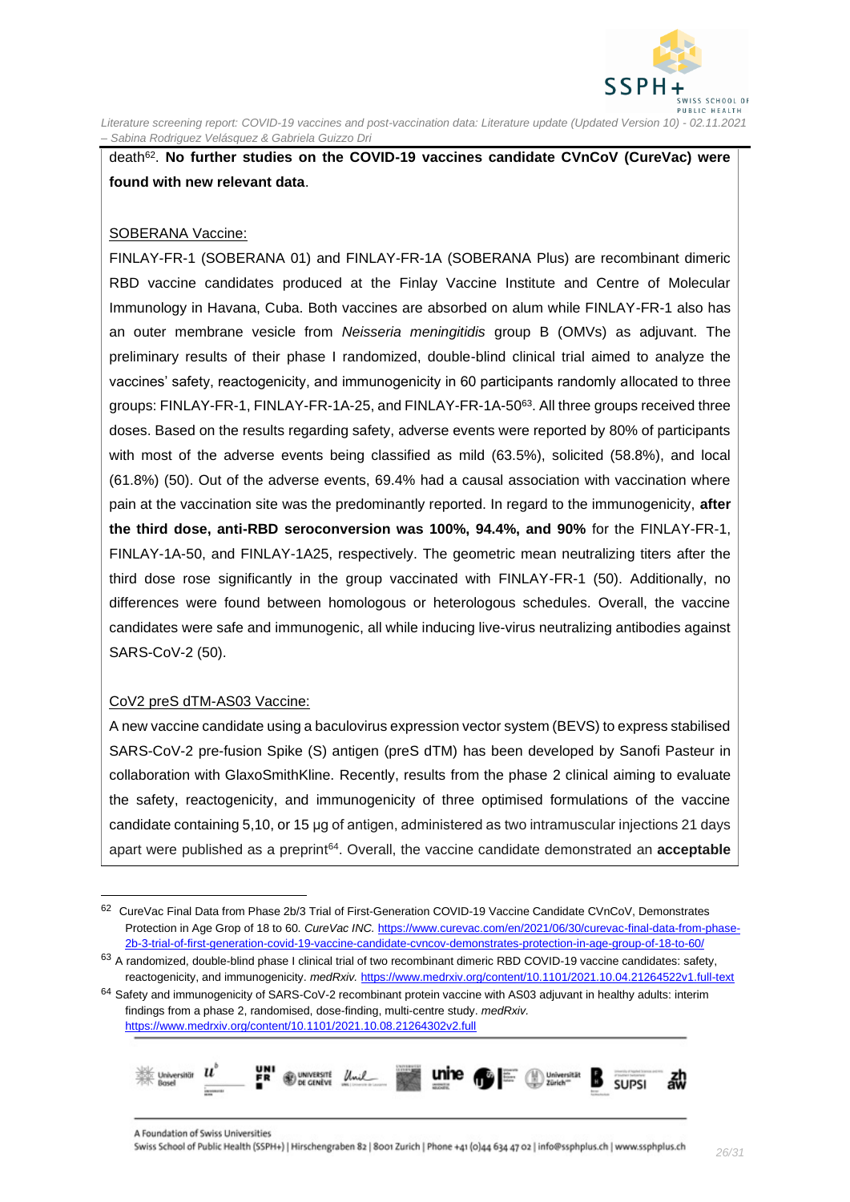death[62]. **No further studies on the COVID-19 vaccines candidate CVnCoV (CureVac) were found with new relevant data**.

SOBERANA Vaccine:

FINLAY-FR-1 (SOBERANA 01) and FINLAY-FR-1A (SOBERANA Plus) are recombinant dimeric RBD vaccine candidates produced at the Finlay Vaccine Institute and Centre of Molecular Immunology in Havana, Cuba. Both vaccines are absorbed on alum while FINLAY-FR-1 also has an outer membrane vesicle from *Neisseria meningitidis* group B (OMVs) as adjuvant. The preliminary results of their phase I randomized, double-blind clinical trial aimed to analyze the vaccines' safety, reactogenicity, and immunogenicity in 60 participants randomly allocated to three groups: FINLAY-FR-1, FINLAY-FR-1A-25, and FINLAY-FR-1A-50[63]. All three groups received three doses. Based on the results regarding safety, adverse events were reported by 80% of participants with most of the adverse events being classified as mild (63.5%), solicited (58.8%), and local (61.8%) (50). Out of the adverse events, 69.4% had a causal association with vaccination where pain at the vaccination site was the predominantly reported. In regard to the immunogenicity, **after the third dose, anti-RBD seroconversion was 100%, 94.4%, and 90%** for the FINLAY-FR-1, FINLAY-1A-50, and FINLAY-1A25, respectively. The geometric mean neutralizing titers after the third dose rose significantly in the group vaccinated with FINLAY-FR-1 (50). Additionally, no differences were found between homologous or heterologous schedules. Overall, the vaccine candidates were safe and immunogenic, all while inducing live-virus neutralizing antibodies against SARS-CoV-2 (50).

CoV2 preS dTM-AS03 Vaccine:

A new vaccine candidate using a baculovirus expression vector system (BEVS) to express stabilised SARS-CoV-2 pre-fusion Spike (S) antigen (preS dTM) has been developed by Sanofi Pasteur in collaboration with GlaxoSmithKline. Recently, results from the phase 2 clinical aiming to evaluate the safety, reactogenicity, and immunogenicity of three optimised formulations of the vaccine candidate containing 5,10, or 15 µg of antigen, administered as two intramuscular injections 21 days apart were published as a preprint[64]. Overall, the vaccine candidate demonstrated an **acceptable**

---

[62] CureVac Final Data from Phase 2b/3 Trial of First-Generation COVID-19 Vaccine Candidate CVnCoV, Demonstrates Protection in Age Grop of 18 to 60. *CureVac INC.* https://www.curevac.com/en/2021/06/30/curevac-final-data-from-phase-2b-3-trial-of-first-generation-covid-19-vaccine-candidate-cvncov-demonstrates-protection-in-age-group-of-18-to-60/

[63] A randomized, double-blind phase I clinical trial of two recombinant dimeric RBD COVID-19 vaccine candidates: safety, reactogenicity, and immunogenicity. *medRxiv.* https://www.medrxiv.org/content/10.1101/2021.10.04.21264522v1.full-text

[64] Safety and immunogenicity of SARS-CoV-2 recombinant protein vaccine with AS03 adjuvant in healthy adults: interim findings from a phase 2, randomised, dose-finding, multi-centre study. *medRxiv.* https://www.medrxiv.org/content/10.1101/2021.10.08.21264302v2.full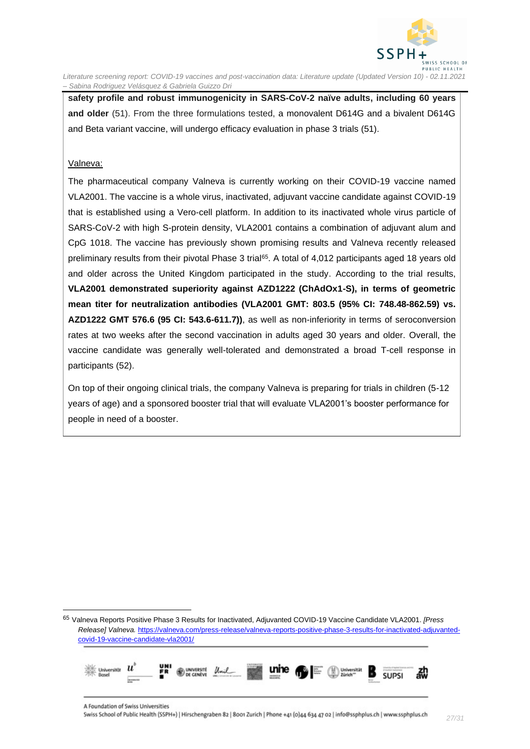**safety profile and robust immunogenicity in SARS-CoV-2 naïve adults, including 60 years and older** (51). From the three formulations tested, a monovalent D614G and a bivalent D614G and Beta variant vaccine, will undergo efficacy evaluation in phase 3 trials (51).

Valneva:

The pharmaceutical company Valneva is currently working on their COVID-19 vaccine named VLA2001. The vaccine is a whole virus, inactivated, adjuvant vaccine candidate against COVID-19 that is established using a Vero-cell platform. In addition to its inactivated whole virus particle of SARS-CoV-2 with high S-protein density, VLA2001 contains a combination of adjuvant alum and CpG 1018. The vaccine has previously shown promising results and Valneva recently released preliminary results from their pivotal Phase 3 trial[65]. A total of 4,012 participants aged 18 years old and older across the United Kingdom participated in the study. According to the trial results, **VLA2001 demonstrated superiority against AZD1222 (ChAdOx1-S), in terms of geometric mean titer for neutralization antibodies (VLA2001 GMT: 803.5 (95% CI: 748.48-862.59) vs. AZD1222 GMT 576.6 (95 CI: 543.6-611.7))**, as well as non-inferiority in terms of seroconversion rates at two weeks after the second vaccination in adults aged 30 years and older. Overall, the vaccine candidate was generally well-tolerated and demonstrated a broad T-cell response in participants (52).

On top of their ongoing clinical trials, the company Valneva is preparing for trials in children (5-12 years of age) and a sponsored booster trial that will evaluate VLA2001's booster performance for people in need of a booster.

[65] Valneva Reports Positive Phase 3 Results for Inactivated, Adjuvanted COVID-19 Vaccine Candidate VLA2001. *[Press Release] Valneva.* https://valneva.com/press-release/valneva-reports-positive-phase-3-results-for-inactivated-adjuvanted-covid-19-vaccine-candidate-vla2001/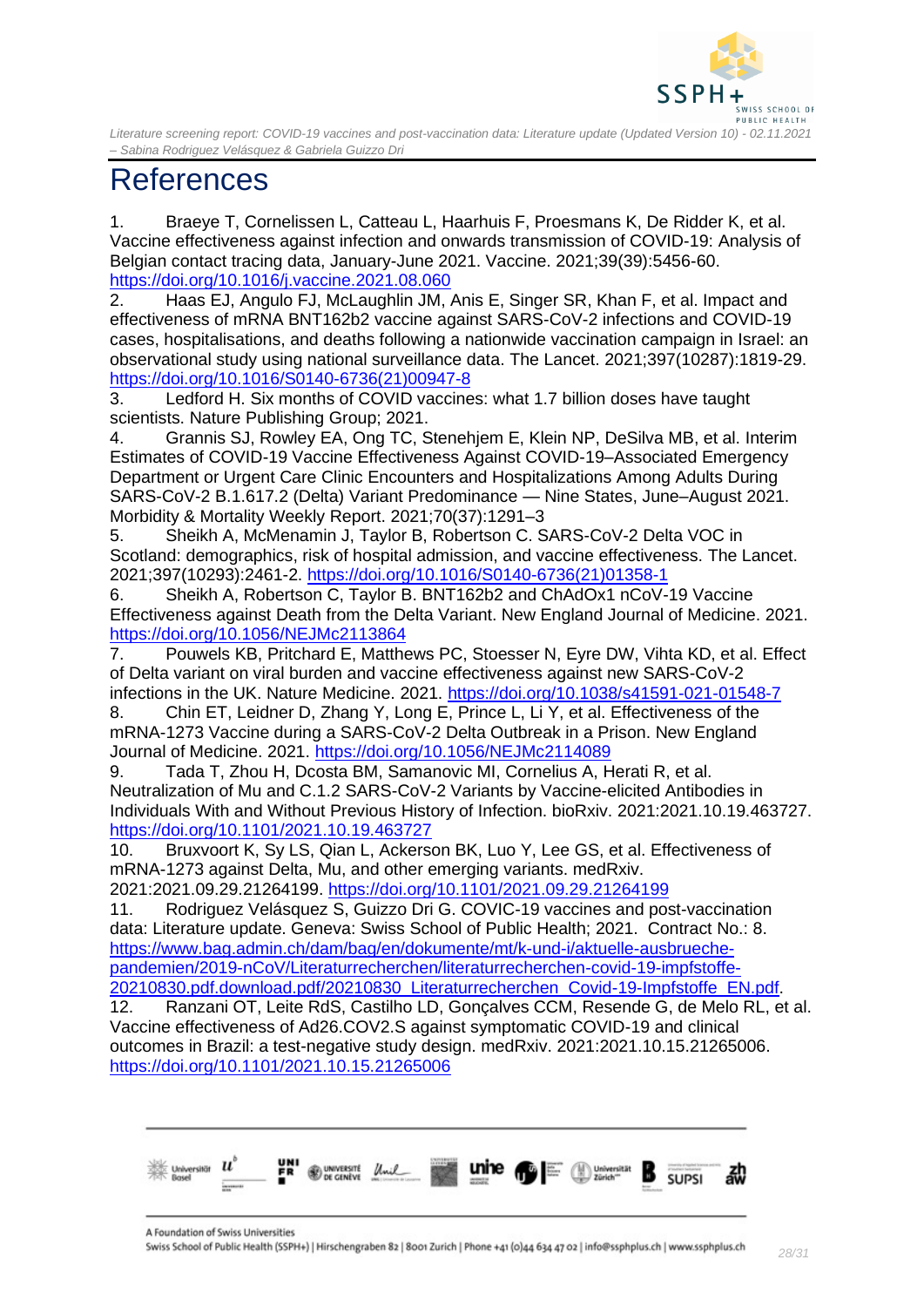# References

1. Braeye T, Cornelissen L, Catteau L, Haarhuis F, Proesmans K, De Ridder K, et al. Vaccine effectiveness against infection and onwards transmission of COVID-19: Analysis of Belgian contact tracing data, January-June 2021. Vaccine. 2021;39(39):5456-60. https://doi.org/10.1016/j.vaccine.2021.08.060
2. Haas EJ, Angulo FJ, McLaughlin JM, Anis E, Singer SR, Khan F, et al. Impact and effectiveness of mRNA BNT162b2 vaccine against SARS-CoV-2 infections and COVID-19 cases, hospitalisations, and deaths following a nationwide vaccination campaign in Israel: an observational study using national surveillance data. The Lancet. 2021;397(10287):1819-29. https://doi.org/10.1016/S0140-6736(21)00947-8
3. Ledford H. Six months of COVID vaccines: what 1.7 billion doses have taught scientists. Nature Publishing Group; 2021.
4. Grannis SJ, Rowley EA, Ong TC, Stenehjem E, Klein NP, DeSilva MB, et al. Interim Estimates of COVID-19 Vaccine Effectiveness Against COVID-19–Associated Emergency Department or Urgent Care Clinic Encounters and Hospitalizations Among Adults During SARS-CoV-2 B.1.617.2 (Delta) Variant Predominance — Nine States, June–August 2021. Morbidity & Mortality Weekly Report. 2021;70(37):1291–3
5. Sheikh A, McMenamin J, Taylor B, Robertson C. SARS-CoV-2 Delta VOC in Scotland: demographics, risk of hospital admission, and vaccine effectiveness. The Lancet. 2021;397(10293):2461-2. https://doi.org/10.1016/S0140-6736(21)01358-1
6. Sheikh A, Robertson C, Taylor B. BNT162b2 and ChAdOx1 nCoV-19 Vaccine Effectiveness against Death from the Delta Variant. New England Journal of Medicine. 2021. https://doi.org/10.1056/NEJMc2113864
7. Pouwels KB, Pritchard E, Matthews PC, Stoesser N, Eyre DW, Vihta KD, et al. Effect of Delta variant on viral burden and vaccine effectiveness against new SARS-CoV-2 infections in the UK. Nature Medicine. 2021. https://doi.org/10.1038/s41591-021-01548-7
8. Chin ET, Leidner D, Zhang Y, Long E, Prince L, Li Y, et al. Effectiveness of the mRNA-1273 Vaccine during a SARS-CoV-2 Delta Outbreak in a Prison. New England Journal of Medicine. 2021. https://doi.org/10.1056/NEJMc2114089
9. Tada T, Zhou H, Dcosta BM, Samanovic MI, Cornelius A, Herati R, et al. Neutralization of Mu and C.1.2 SARS-CoV-2 Variants by Vaccine-elicited Antibodies in Individuals With and Without Previous History of Infection. bioRxiv. 2021:2021.10.19.463727. https://doi.org/10.1101/2021.10.19.463727
10. Bruxvoort K, Sy LS, Qian L, Ackerson BK, Luo Y, Lee GS, et al. Effectiveness of mRNA-1273 against Delta, Mu, and other emerging variants. medRxiv. 2021:2021.09.29.21264199. https://doi.org/10.1101/2021.09.29.21264199
11. Rodriguez Velásquez S, Guizzo Dri G. COVIC-19 vaccines and post-vaccination data: Literature update. Geneva: Swiss School of Public Health; 2021. Contract No.: 8. https://www.bag.admin.ch/dam/bag/en/dokumente/mt/k-und-i/aktuelle-ausbrueche-pandemien/2019-nCoV/Literaturrecherchen/literaturrecherchen-covid-19-impfstoffe-20210830.pdf.download.pdf/20210830_Literaturrecherchen_Covid-19-Impfstoffe_EN.pdf.
12. Ranzani OT, Leite RdS, Castilho LD, Gonçalves CCM, Resende G, de Melo RL, et al. Vaccine effectiveness of Ad26.COV2.S against symptomatic COVID-19 and clinical outcomes in Brazil: a test-negative study design. medRxiv. 2021:2021.10.15.21265006. https://doi.org/10.1101/2021.10.15.21265006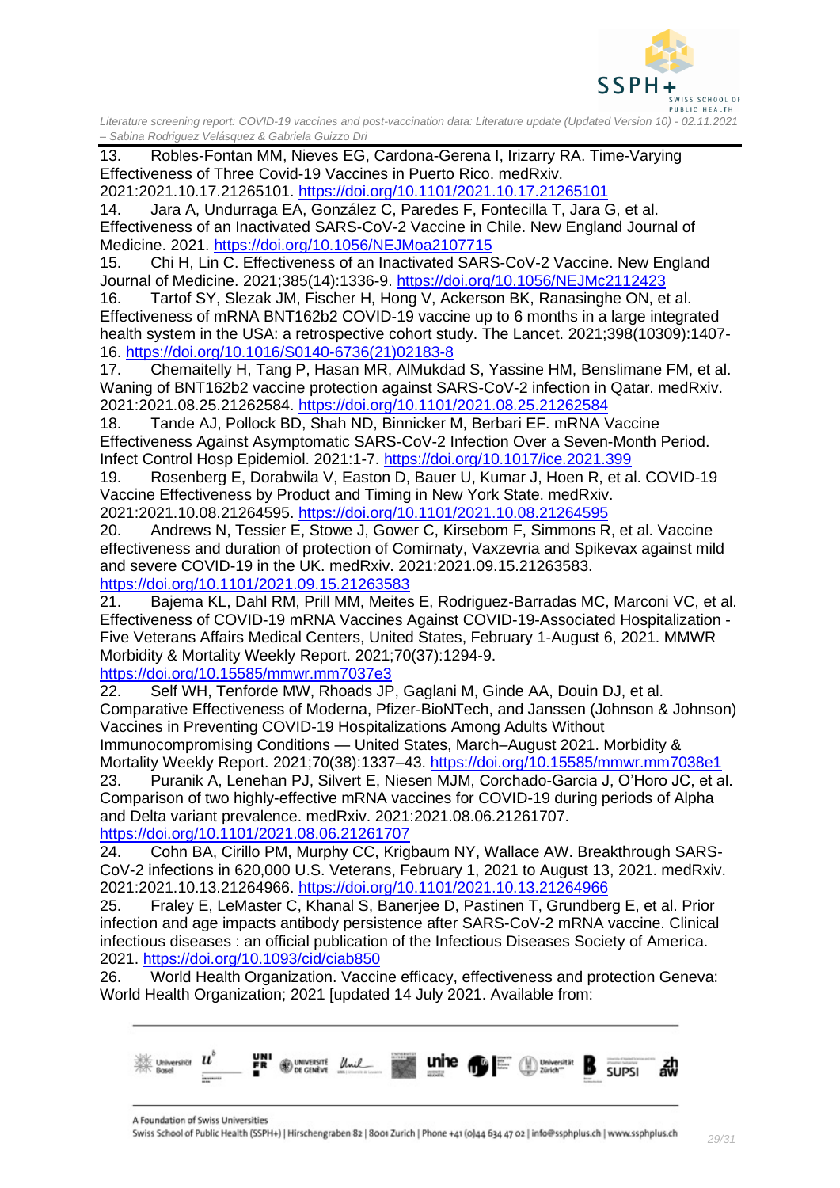13. Robles-Fontan MM, Nieves EG, Cardona-Gerena I, Irizarry RA. Time-Varying Effectiveness of Three Covid-19 Vaccines in Puerto Rico. medRxiv. 2021:2021.10.17.21265101. https://doi.org/10.1101/2021.10.17.21265101

14. Jara A, Undurraga EA, González C, Paredes F, Fontecilla T, Jara G, et al. Effectiveness of an Inactivated SARS-CoV-2 Vaccine in Chile. New England Journal of Medicine. 2021. https://doi.org/10.1056/NEJMoa2107715

15. Chi H, Lin C. Effectiveness of an Inactivated SARS-CoV-2 Vaccine. New England Journal of Medicine. 2021;385(14):1336-9. https://doi.org/10.1056/NEJMc2112423

16. Tartof SY, Slezak JM, Fischer H, Hong V, Ackerson BK, Ranasinghe ON, et al. Effectiveness of mRNA BNT162b2 COVID-19 vaccine up to 6 months in a large integrated health system in the USA: a retrospective cohort study. The Lancet. 2021;398(10309):1407-16. https://doi.org/10.1016/S0140-6736(21)02183-8

17. Chemaitelly H, Tang P, Hasan MR, AlMukdad S, Yassine HM, Benslimane FM, et al. Waning of BNT162b2 vaccine protection against SARS-CoV-2 infection in Qatar. medRxiv. 2021:2021.08.25.21262584. https://doi.org/10.1101/2021.08.25.21262584

18. Tande AJ, Pollock BD, Shah ND, Binnicker M, Berbari EF. mRNA Vaccine Effectiveness Against Asymptomatic SARS-CoV-2 Infection Over a Seven-Month Period. Infect Control Hosp Epidemiol. 2021:1-7. https://doi.org/10.1017/ice.2021.399

19. Rosenberg E, Dorabwila V, Easton D, Bauer U, Kumar J, Hoen R, et al. COVID-19 Vaccine Effectiveness by Product and Timing in New York State. medRxiv. 2021:2021.10.08.21264595. https://doi.org/10.1101/2021.10.08.21264595

20. Andrews N, Tessier E, Stowe J, Gower C, Kirsebom F, Simmons R, et al. Vaccine effectiveness and duration of protection of Comirnaty, Vaxzevria and Spikevax against mild and severe COVID-19 in the UK. medRxiv. 2021:2021.09.15.21263583. https://doi.org/10.1101/2021.09.15.21263583

21. Bajema KL, Dahl RM, Prill MM, Meites E, Rodriguez-Barradas MC, Marconi VC, et al. Effectiveness of COVID-19 mRNA Vaccines Against COVID-19-Associated Hospitalization - Five Veterans Affairs Medical Centers, United States, February 1-August 6, 2021. MMWR Morbidity & Mortality Weekly Report. 2021;70(37):1294-9. https://doi.org/10.15585/mmwr.mm7037e3

22. Self WH, Tenforde MW, Rhoads JP, Gaglani M, Ginde AA, Douin DJ, et al. Comparative Effectiveness of Moderna, Pfizer-BioNTech, and Janssen (Johnson & Johnson) Vaccines in Preventing COVID-19 Hospitalizations Among Adults Without Immunocompromising Conditions — United States, March–August 2021. Morbidity & Mortality Weekly Report. 2021;70(38):1337–43. https://doi.org/10.15585/mmwr.mm7038e1

23. Puranik A, Lenehan PJ, Silvert E, Niesen MJM, Corchado-Garcia J, O'Horo JC, et al. Comparison of two highly-effective mRNA vaccines for COVID-19 during periods of Alpha and Delta variant prevalence. medRxiv. 2021:2021.08.06.21261707. https://doi.org/10.1101/2021.08.06.21261707

24. Cohn BA, Cirillo PM, Murphy CC, Krigbaum NY, Wallace AW. Breakthrough SARS-CoV-2 infections in 620,000 U.S. Veterans, February 1, 2021 to August 13, 2021. medRxiv. 2021:2021.10.13.21264966. https://doi.org/10.1101/2021.10.13.21264966

25. Fraley E, LeMaster C, Khanal S, Banerjee D, Pastinen T, Grundberg E, et al. Prior infection and age impacts antibody persistence after SARS-CoV-2 mRNA vaccine. Clinical infectious diseases : an official publication of the Infectious Diseases Society of America. 2021. https://doi.org/10.1093/cid/ciab850

26. World Health Organization. Vaccine efficacy, effectiveness and protection Geneva: World Health Organization; 2021 [updated 14 July 2021. Available from: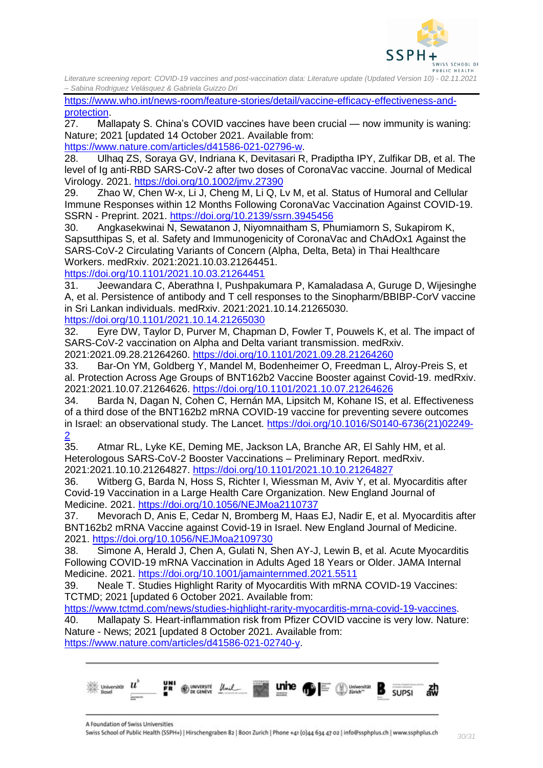https://www.who.int/news-room/feature-stories/detail/vaccine-efficacy-effectiveness-and-protection.

27. Mallapaty S. China's COVID vaccines have been crucial — now immunity is waning: Nature; 2021 [updated 14 October 2021. Available from: https://www.nature.com/articles/d41586-021-02796-w.

28. Ulhaq ZS, Soraya GV, Indriana K, Devitasari R, Pradiptha IPY, Zulfikar DB, et al. The level of Ig anti-RBD SARS-CoV-2 after two doses of CoronaVac vaccine. Journal of Medical Virology. 2021. https://doi.org/10.1002/jmv.27390

29. Zhao W, Chen W-x, Li J, Cheng M, Li Q, Lv M, et al. Status of Humoral and Cellular Immune Responses within 12 Months Following CoronaVac Vaccination Against COVID-19. SSRN - Preprint. 2021. https://doi.org/10.2139/ssrn.3945456

30. Angkasekwinai N, Sewatanon J, Niyomnaitham S, Phumiamorn S, Sukapirom K, Sapsutthipas S, et al. Safety and Immunogenicity of CoronaVac and ChAdOx1 Against the SARS-CoV-2 Circulating Variants of Concern (Alpha, Delta, Beta) in Thai Healthcare Workers. medRxiv. 2021:2021.10.03.21264451. https://doi.org/10.1101/2021.10.03.21264451

31. Jeewandara C, Aberathna I, Pushpakumara P, Kamaladasa A, Guruge D, Wijesinghe A, et al. Persistence of antibody and T cell responses to the Sinopharm/BBIBP-CorV vaccine in Sri Lankan individuals. medRxiv. 2021:2021.10.14.21265030. https://doi.org/10.1101/2021.10.14.21265030

32. Eyre DW, Taylor D, Purver M, Chapman D, Fowler T, Pouwels K, et al. The impact of SARS-CoV-2 vaccination on Alpha and Delta variant transmission. medRxiv. 2021:2021.09.28.21264260. https://doi.org/10.1101/2021.09.28.21264260

33. Bar-On YM, Goldberg Y, Mandel M, Bodenheimer O, Freedman L, Alroy-Preis S, et al. Protection Across Age Groups of BNT162b2 Vaccine Booster against Covid-19. medRxiv. 2021:2021.10.07.21264626. https://doi.org/10.1101/2021.10.07.21264626

34. Barda N, Dagan N, Cohen C, Hernán MA, Lipsitch M, Kohane IS, et al. Effectiveness of a third dose of the BNT162b2 mRNA COVID-19 vaccine for preventing severe outcomes in Israel: an observational study. The Lancet. https://doi.org/10.1016/S0140-6736(21)02249-2

35. Atmar RL, Lyke KE, Deming ME, Jackson LA, Branche AR, El Sahly HM, et al. Heterologous SARS-CoV-2 Booster Vaccinations – Preliminary Report. medRxiv. 2021:2021.10.10.21264827. https://doi.org/10.1101/2021.10.10.21264827

36. Witberg G, Barda N, Hoss S, Richter I, Wiessman M, Aviv Y, et al. Myocarditis after Covid-19 Vaccination in a Large Health Care Organization. New England Journal of Medicine. 2021. https://doi.org/10.1056/NEJMoa2110737

37. Mevorach D, Anis E, Cedar N, Bromberg M, Haas EJ, Nadir E, et al. Myocarditis after BNT162b2 mRNA Vaccine against Covid-19 in Israel. New England Journal of Medicine. 2021. https://doi.org/10.1056/NEJMoa2109730

38. Simone A, Herald J, Chen A, Gulati N, Shen AY-J, Lewin B, et al. Acute Myocarditis Following COVID-19 mRNA Vaccination in Adults Aged 18 Years or Older. JAMA Internal Medicine. 2021. https://doi.org/10.1001/jamainternmed.2021.5511

39. Neale T. Studies Highlight Rarity of Myocarditis With mRNA COVID-19 Vaccines: TCTMD; 2021 [updated 6 October 2021. Available from: https://www.tctmd.com/news/studies-highlight-rarity-myocarditis-mrna-covid-19-vaccines.

40. Mallapaty S. Heart-inflammation risk from Pfizer COVID vaccine is very low. Nature: Nature - News; 2021 [updated 8 October 2021. Available from: https://www.nature.com/articles/d41586-021-02740-y.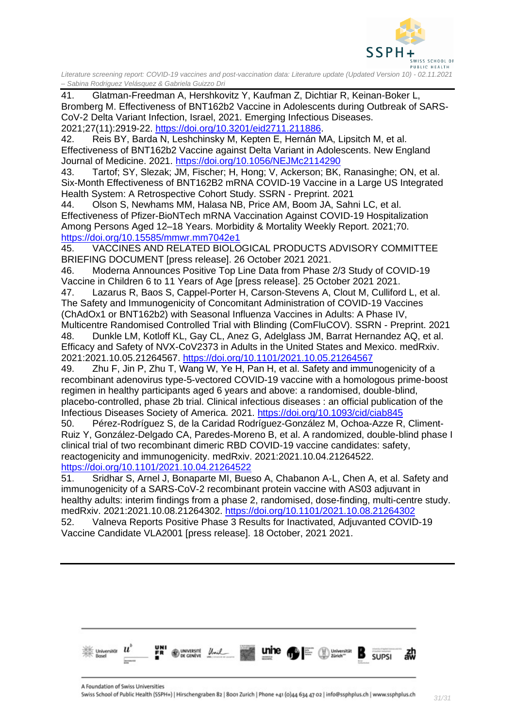41. Glatman-Freedman A, Hershkovitz Y, Kaufman Z, Dichtiar R, Keinan-Boker L, Bromberg M. Effectiveness of BNT162b2 Vaccine in Adolescents during Outbreak of SARS-CoV-2 Delta Variant Infection, Israel, 2021. Emerging Infectious Diseases. 2021;27(11):2919-22. https://doi.org/10.3201/eid2711.211886.

42. Reis BY, Barda N, Leshchinsky M, Kepten E, Hernán MA, Lipsitch M, et al. Effectiveness of BNT162b2 Vaccine against Delta Variant in Adolescents. New England Journal of Medicine. 2021. https://doi.org/10.1056/NEJMc2114290

43. Tartof; SY, Slezak; JM, Fischer; H, Hong; V, Ackerson; BK, Ranasinghe; ON, et al. Six-Month Effectiveness of BNT162B2 mRNA COVID-19 Vaccine in a Large US Integrated Health System: A Retrospective Cohort Study. SSRN - Preprint. 2021

44. Olson S, Newhams MM, Halasa NB, Price AM, Boom JA, Sahni LC, et al. Effectiveness of Pfizer-BioNTech mRNA Vaccination Against COVID-19 Hospitalization Among Persons Aged 12–18 Years. Morbidity & Mortality Weekly Report. 2021;70. https://doi.org/10.15585/mmwr.mm7042e1

45. VACCINES AND RELATED BIOLOGICAL PRODUCTS ADVISORY COMMITTEE BRIEFING DOCUMENT [press release]. 26 October 2021 2021.

46. Moderna Announces Positive Top Line Data from Phase 2/3 Study of COVID-19 Vaccine in Children 6 to 11 Years of Age [press release]. 25 October 2021 2021.

47. Lazarus R, Baos S, Cappel-Porter H, Carson-Stevens A, Clout M, Culliford L, et al. The Safety and Immunogenicity of Concomitant Administration of COVID-19 Vaccines (ChAdOx1 or BNT162b2) with Seasonal Influenza Vaccines in Adults: A Phase IV, Multicentre Randomised Controlled Trial with Blinding (ComFluCOV). SSRN - Preprint. 2021

48. Dunkle LM, Kotloff KL, Gay CL, Anez G, Adelglass JM, Barrat Hernandez AQ, et al. Efficacy and Safety of NVX-CoV2373 in Adults in the United States and Mexico. medRxiv. 2021:2021.10.05.21264567. https://doi.org/10.1101/2021.10.05.21264567

49. Zhu F, Jin P, Zhu T, Wang W, Ye H, Pan H, et al. Safety and immunogenicity of a recombinant adenovirus type-5-vectored COVID-19 vaccine with a homologous prime-boost regimen in healthy participants aged 6 years and above: a randomised, double-blind, placebo-controlled, phase 2b trial. Clinical infectious diseases : an official publication of the Infectious Diseases Society of America. 2021. https://doi.org/10.1093/cid/ciab845

50. Pérez-Rodríguez S, de la Caridad Rodríguez-González M, Ochoa-Azze R, Climent-Ruiz Y, González-Delgado CA, Paredes-Moreno B, et al. A randomized, double-blind phase I clinical trial of two recombinant dimeric RBD COVID-19 vaccine candidates: safety, reactogenicity and immunogenicity. medRxiv. 2021:2021.10.04.21264522. https://doi.org/10.1101/2021.10.04.21264522

51. Sridhar S, Arnel J, Bonaparte MI, Bueso A, Chabanon A-L, Chen A, et al. Safety and immunogenicity of a SARS-CoV-2 recombinant protein vaccine with AS03 adjuvant in healthy adults: interim findings from a phase 2, randomised, dose-finding, multi-centre study. medRxiv. 2021:2021.10.08.21264302. https://doi.org/10.1101/2021.10.08.21264302

52. Valneva Reports Positive Phase 3 Results for Inactivated, Adjuvanted COVID-19 Vaccine Candidate VLA2001 [press release]. 18 October, 2021 2021.